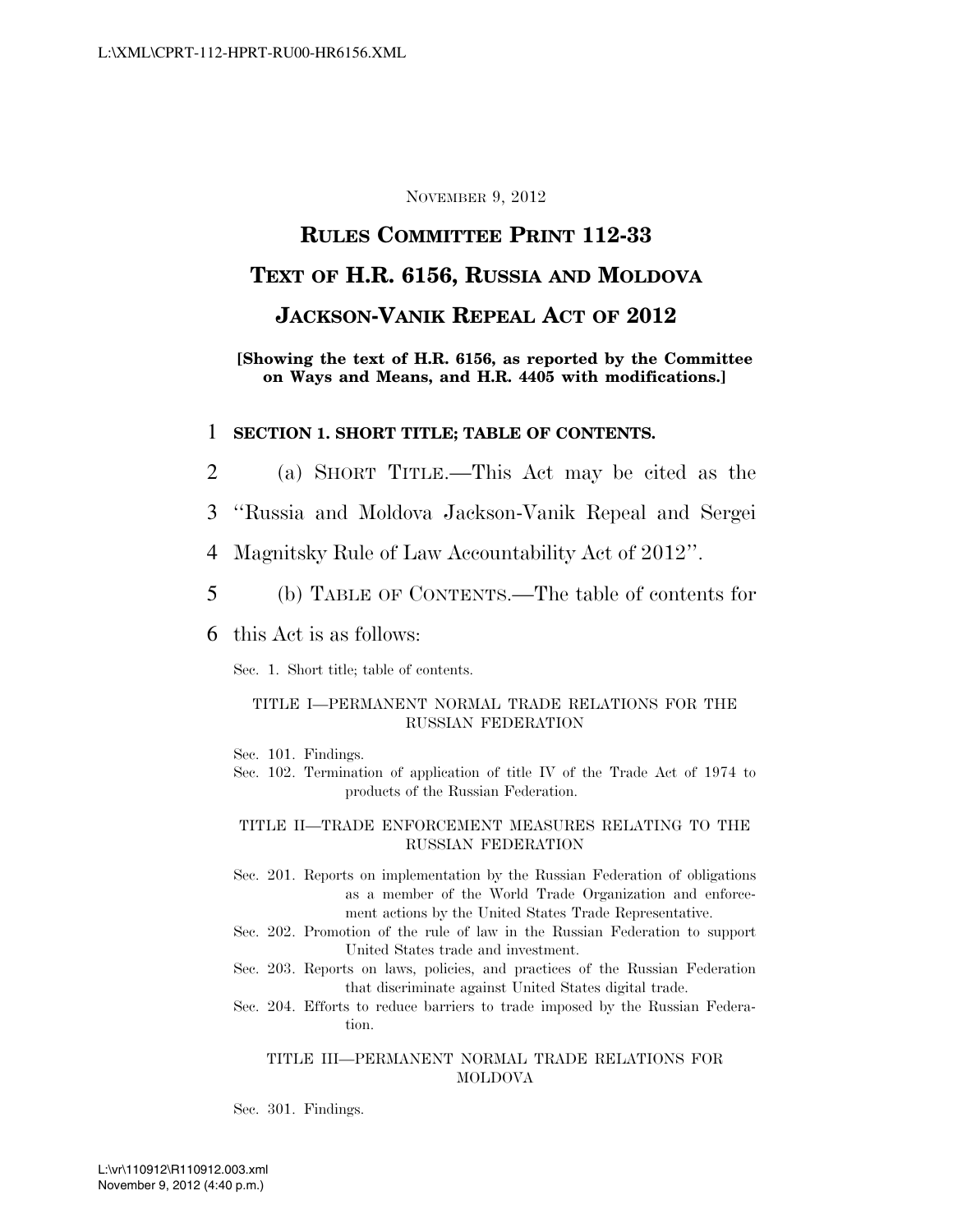NOVEMBER 9, 2012

# RULES COMMITTEE PRINT 112-33

# TEXT OF H.R. 6156, RUSSIA AND MOLDOVA JACKSON-VANIK REPEAL ACT OF 2012

**[Showing the text of H.R. 6156, as reported by the Committee on Ways and Means, and H.R. 4405 with modifications.]**

**SECTION 1. SHORT TITLE; TABLE OF CONTENTS.**

(a) SHORT TITLE.—This Act may be cited as the ''Russia and Moldova Jackson-Vanik Repeal and Sergei Magnitsky Rule of Law Accountability Act of 2012''.

(b) TABLE OF CONTENTS.—The table of contents for this Act is as follows:

Sec. 1. Short title; table of contents.

TITLE I—PERMANENT NORMAL TRADE RELATIONS FOR THE RUSSIAN FEDERATION

Sec. 101. Findings.
Sec. 102. Termination of application of title IV of the Trade Act of 1974 to products of the Russian Federation.

TITLE II—TRADE ENFORCEMENT MEASURES RELATING TO THE RUSSIAN FEDERATION

Sec. 201. Reports on implementation by the Russian Federation of obligations as a member of the World Trade Organization and enforcement actions by the United States Trade Representative.
Sec. 202. Promotion of the rule of law in the Russian Federation to support United States trade and investment.
Sec. 203. Reports on laws, policies, and practices of the Russian Federation that discriminate against United States digital trade.
Sec. 204. Efforts to reduce barriers to trade imposed by the Russian Federation.

TITLE III—PERMANENT NORMAL TRADE RELATIONS FOR MOLDOVA

Sec. 301. Findings.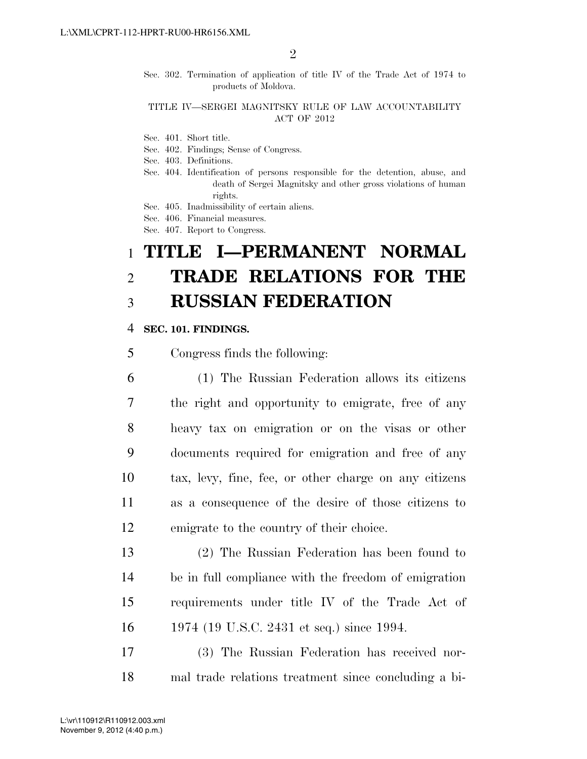Sec. 302. Termination of application of title IV of the Trade Act of 1974 to products of Moldova.

TITLE IV—SERGEI MAGNITSKY RULE OF LAW ACCOUNTABILITY ACT OF 2012

Sec. 401. Short title.
Sec. 402. Findings; Sense of Congress.
Sec. 403. Definitions.
Sec. 404. Identification of persons responsible for the detention, abuse, and death of Sergei Magnitsky and other gross violations of human rights.
Sec. 405. Inadmissibility of certain aliens.
Sec. 406. Financial measures.
Sec. 407. Report to Congress.

# TITLE I—PERMANENT NORMAL TRADE RELATIONS FOR THE RUSSIAN FEDERATION

**SEC. 101. FINDINGS.**

Congress finds the following:

(1) The Russian Federation allows its citizens the right and opportunity to emigrate, free of any heavy tax on emigration or on the visas or other documents required for emigration and free of any tax, levy, fine, fee, or other charge on any citizens as a consequence of the desire of those citizens to emigrate to the country of their choice.

(2) The Russian Federation has been found to be in full compliance with the freedom of emigration requirements under title IV of the Trade Act of 1974 (19 U.S.C. 2431 et seq.) since 1994.

(3) The Russian Federation has received normal trade relations treatment since concluding a bi-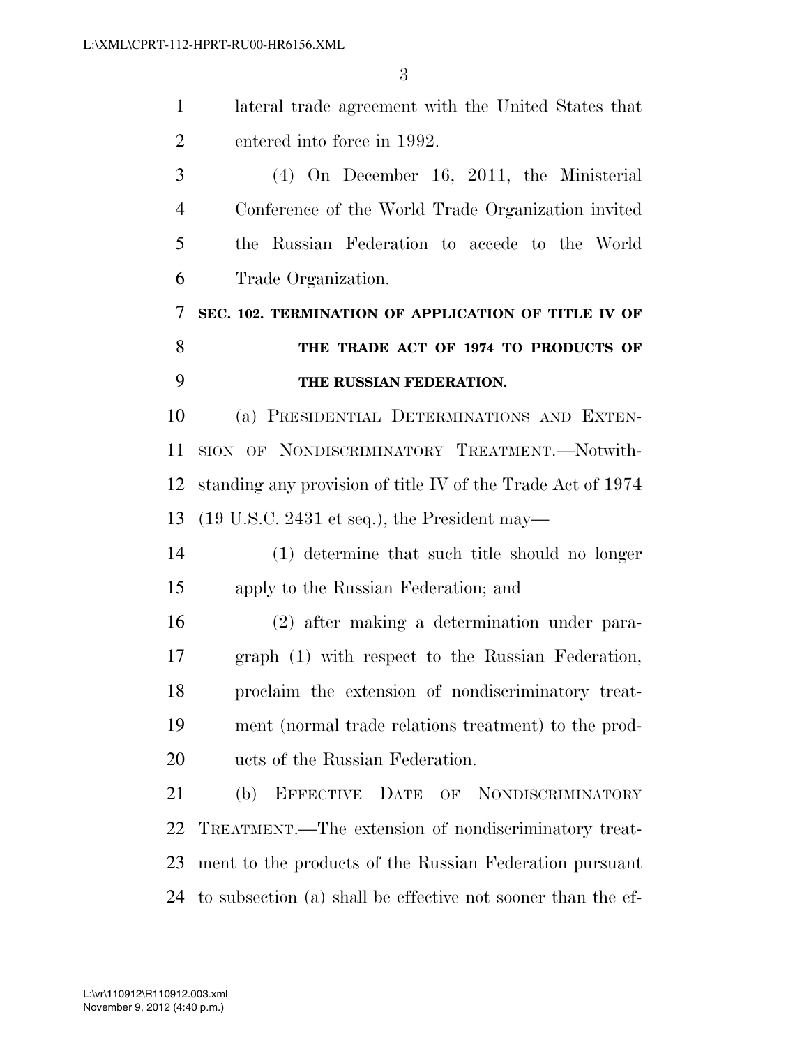lateral trade agreement with the United States that entered into force in 1992.

(4) On December 16, 2011, the Ministerial Conference of the World Trade Organization invited the Russian Federation to accede to the World Trade Organization.

**SEC. 102. TERMINATION OF APPLICATION OF TITLE IV OF THE TRADE ACT OF 1974 TO PRODUCTS OF THE RUSSIAN FEDERATION.**

(a) PRESIDENTIAL DETERMINATIONS AND EXTENSION OF NONDISCRIMINATORY TREATMENT.—Notwithstanding any provision of title IV of the Trade Act of 1974 (19 U.S.C. 2431 et seq.), the President may—

(1) determine that such title should no longer apply to the Russian Federation; and

(2) after making a determination under paragraph (1) with respect to the Russian Federation, proclaim the extension of nondiscriminatory treatment (normal trade relations treatment) to the products of the Russian Federation.

(b) EFFECTIVE DATE OF NONDISCRIMINATORY TREATMENT.—The extension of nondiscriminatory treatment to the products of the Russian Federation pursuant to subsection (a) shall be effective not sooner than the ef-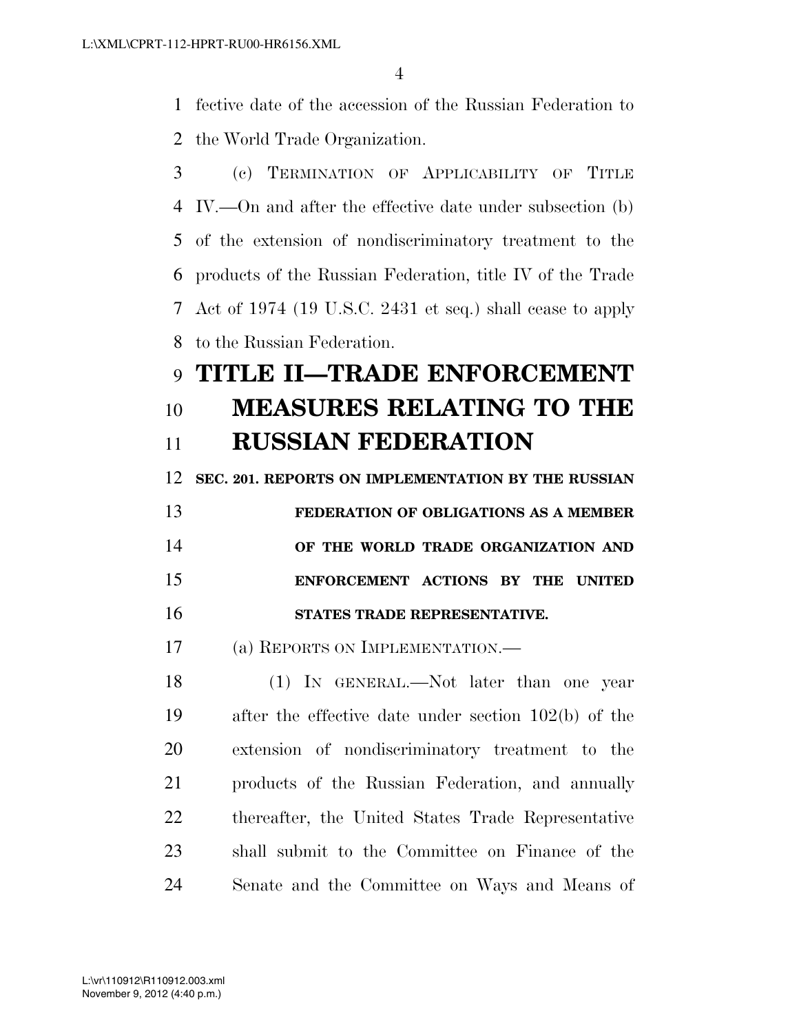fective date of the accession of the Russian Federation to the World Trade Organization.

(c) TERMINATION OF APPLICABILITY OF TITLE IV.—On and after the effective date under subsection (b) of the extension of nondiscriminatory treatment to the products of the Russian Federation, title IV of the Trade Act of 1974 (19 U.S.C. 2431 et seq.) shall cease to apply to the Russian Federation.

# TITLE II—TRADE ENFORCEMENT MEASURES RELATING TO THE RUSSIAN FEDERATION

### SEC. 201. REPORTS ON IMPLEMENTATION BY THE RUSSIAN FEDERATION OF OBLIGATIONS AS A MEMBER OF THE WORLD TRADE ORGANIZATION AND ENFORCEMENT ACTIONS BY THE UNITED STATES TRADE REPRESENTATIVE.

(a) REPORTS ON IMPLEMENTATION.—

(1) IN GENERAL.—Not later than one year after the effective date under section 102(b) of the extension of nondiscriminatory treatment to the products of the Russian Federation, and annually thereafter, the United States Trade Representative shall submit to the Committee on Finance of the Senate and the Committee on Ways and Means of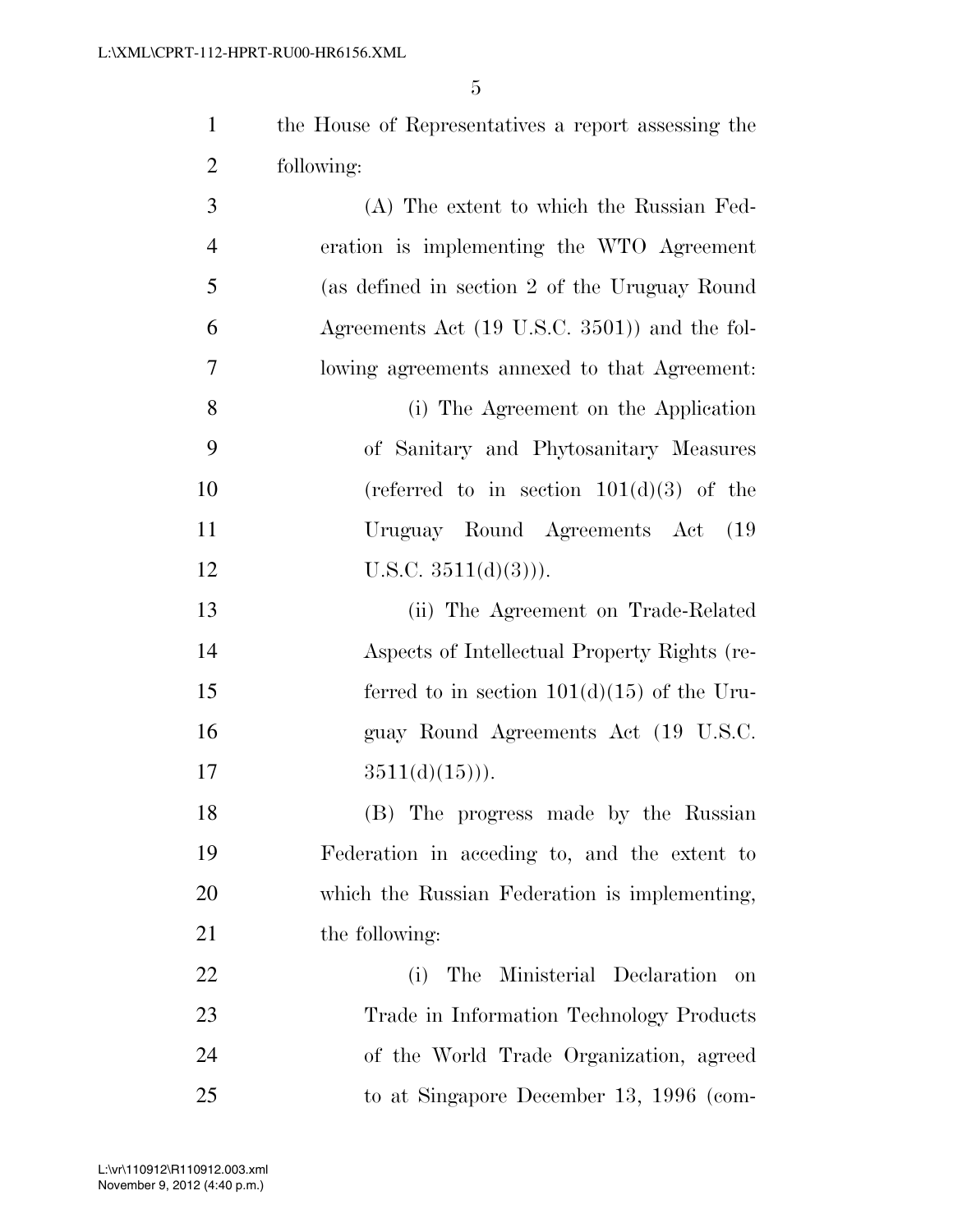the House of Representatives a report assessing the following:

(A) The extent to which the Russian Federation is implementing the WTO Agreement (as defined in section 2 of the Uruguay Round Agreements Act (19 U.S.C. 3501)) and the following agreements annexed to that Agreement:

(i) The Agreement on the Application of Sanitary and Phytosanitary Measures (referred to in section 101(d)(3) of the Uruguay Round Agreements Act (19 U.S.C. 3511(d)(3))).

(ii) The Agreement on Trade-Related Aspects of Intellectual Property Rights (referred to in section 101(d)(15) of the Uruguay Round Agreements Act (19 U.S.C. 3511(d)(15))).

(B) The progress made by the Russian Federation in acceding to, and the extent to which the Russian Federation is implementing, the following:

(i) The Ministerial Declaration on Trade in Information Technology Products of the World Trade Organization, agreed to at Singapore December 13, 1996 (com-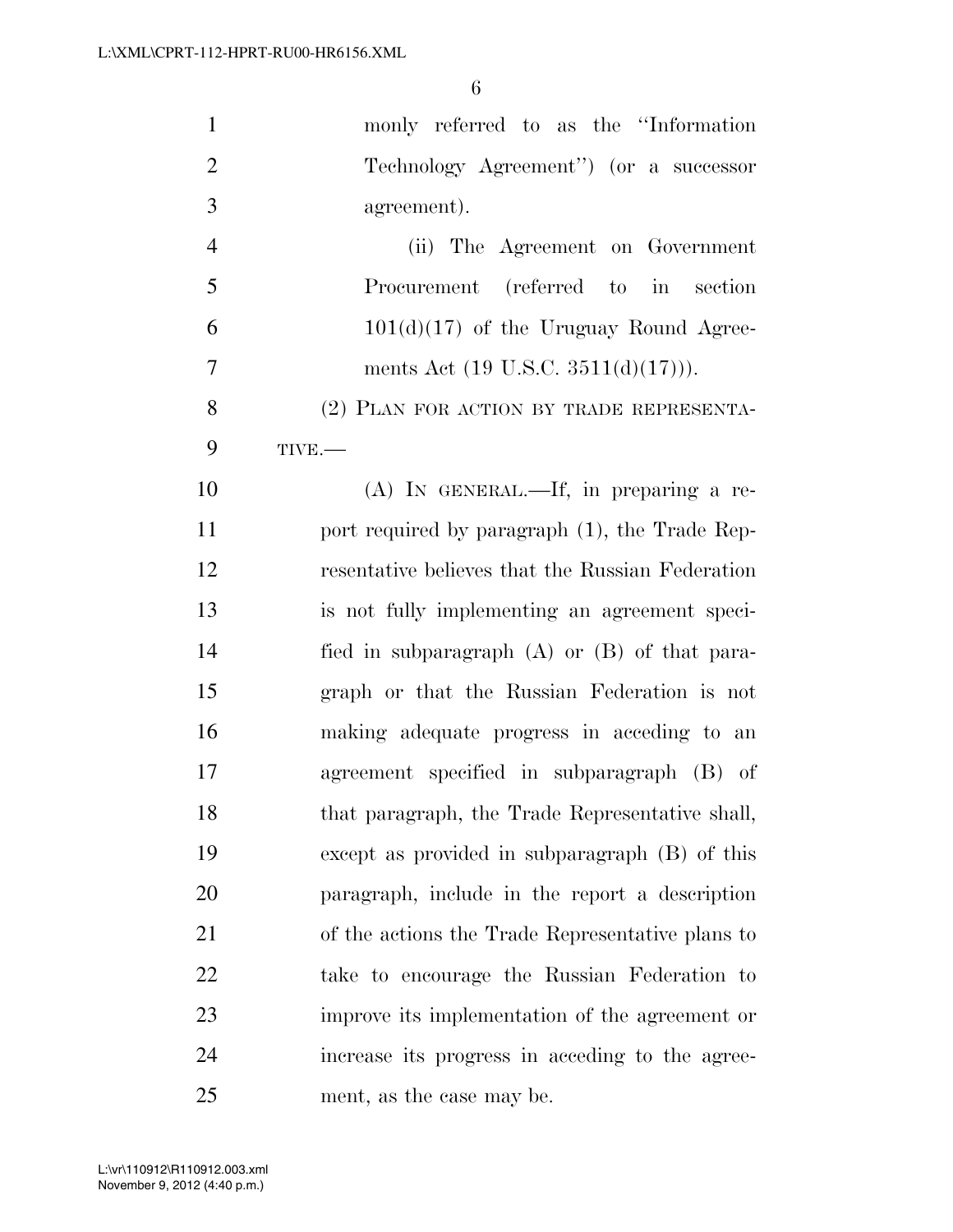monly referred to as the "Information Technology Agreement") (or a successor agreement).

(ii) The Agreement on Government Procurement (referred to in section 101(d)(17) of the Uruguay Round Agreements Act (19 U.S.C. 3511(d)(17))).

(2) PLAN FOR ACTION BY TRADE REPRESENTATIVE.—

(A) IN GENERAL.—If, in preparing a report required by paragraph (1), the Trade Representative believes that the Russian Federation is not fully implementing an agreement specified in subparagraph (A) or (B) of that paragraph or that the Russian Federation is not making adequate progress in acceding to an agreement specified in subparagraph (B) of that paragraph, the Trade Representative shall, except as provided in subparagraph (B) of this paragraph, include in the report a description of the actions the Trade Representative plans to take to encourage the Russian Federation to improve its implementation of the agreement or increase its progress in acceding to the agreement, as the case may be.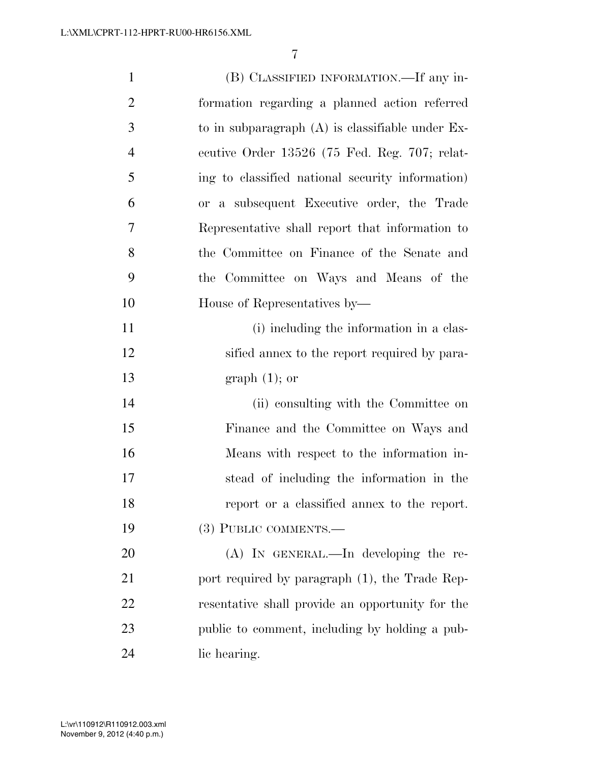(B) CLASSIFIED INFORMATION.—If any information regarding a planned action referred to in subparagraph (A) is classifiable under Executive Order 13526 (75 Fed. Reg. 707; relating to classified national security information) or a subsequent Executive order, the Trade Representative shall report that information to the Committee on Finance of the Senate and the Committee on Ways and Means of the House of Representatives by—

(i) including the information in a classified annex to the report required by paragraph (1); or

(ii) consulting with the Committee on Finance and the Committee on Ways and Means with respect to the information instead of including the information in the report or a classified annex to the report.

(3) PUBLIC COMMENTS.—

(A) IN GENERAL.—In developing the report required by paragraph (1), the Trade Representative shall provide an opportunity for the public to comment, including by holding a public hearing.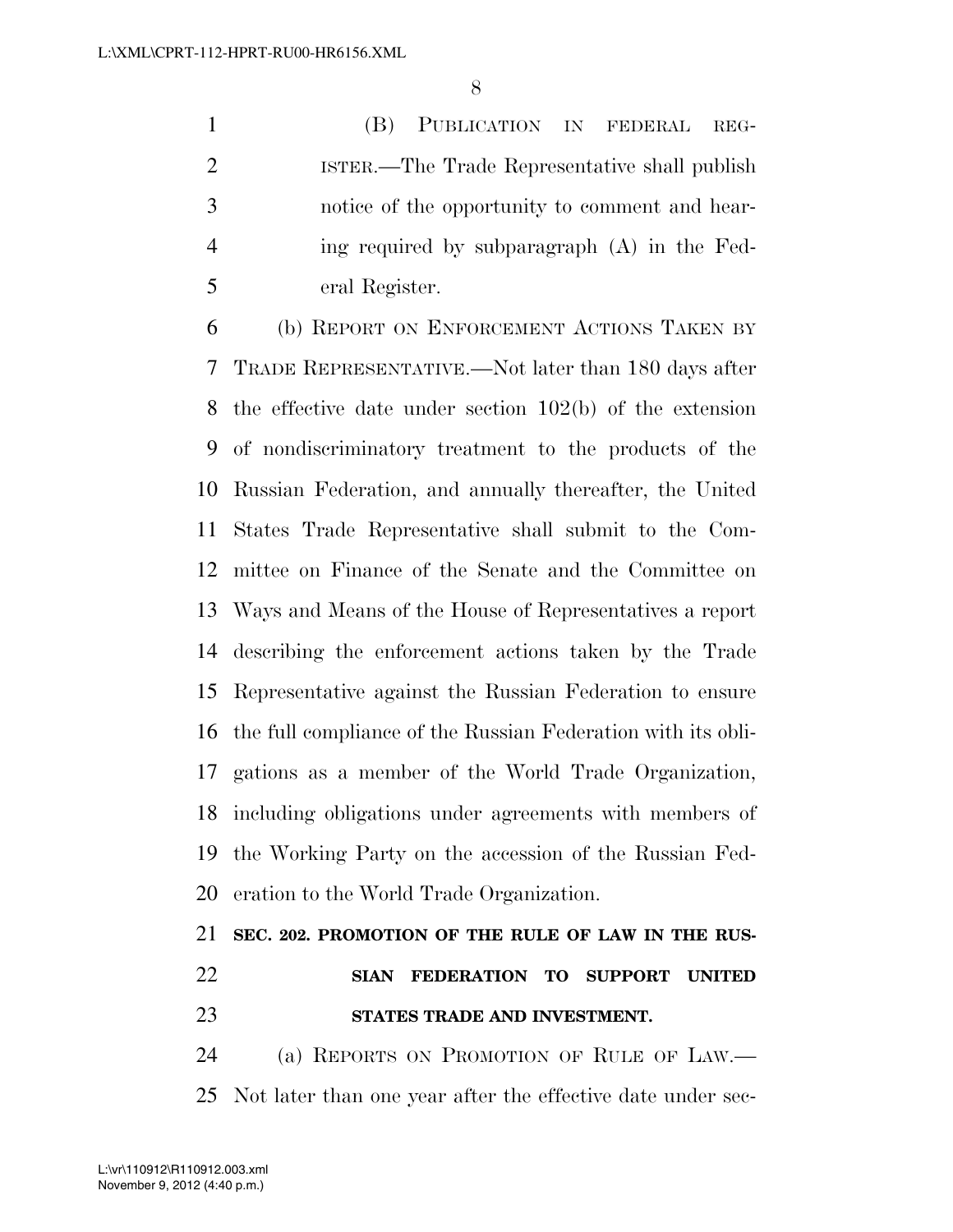(B) PUBLICATION IN FEDERAL REGISTER.—The Trade Representative shall publish notice of the opportunity to comment and hearing required by subparagraph (A) in the Federal Register.

(b) REPORT ON ENFORCEMENT ACTIONS TAKEN BY TRADE REPRESENTATIVE.—Not later than 180 days after the effective date under section 102(b) of the extension of nondiscriminatory treatment to the products of the Russian Federation, and annually thereafter, the United States Trade Representative shall submit to the Committee on Finance of the Senate and the Committee on Ways and Means of the House of Representatives a report describing the enforcement actions taken by the Trade Representative against the Russian Federation to ensure the full compliance of the Russian Federation with its obligations as a member of the World Trade Organization, including obligations under agreements with members of the Working Party on the accession of the Russian Federation to the World Trade Organization.

**SEC. 202. PROMOTION OF THE RULE OF LAW IN THE RUSSIAN FEDERATION TO SUPPORT UNITED STATES TRADE AND INVESTMENT.**

(a) REPORTS ON PROMOTION OF RULE OF LAW.—Not later than one year after the effective date under sec-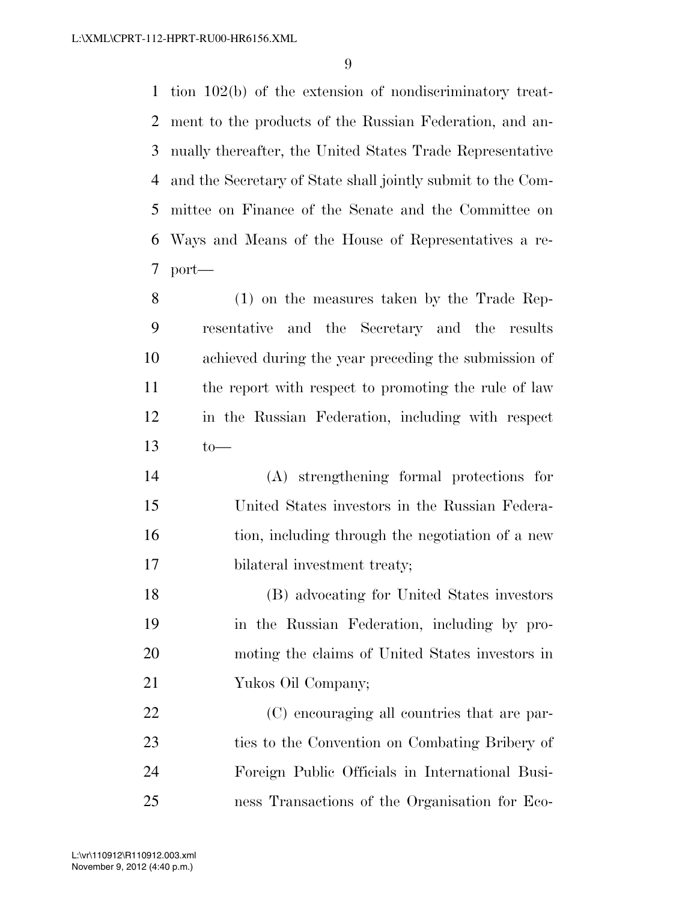tion 102(b) of the extension of nondiscriminatory treatment to the products of the Russian Federation, and annually thereafter, the United States Trade Representative and the Secretary of State shall jointly submit to the Committee on Finance of the Senate and the Committee on Ways and Means of the House of Representatives a report—

(1) on the measures taken by the Trade Representative and the Secretary and the results achieved during the year preceding the submission of the report with respect to promoting the rule of law in the Russian Federation, including with respect to—

(A) strengthening formal protections for United States investors in the Russian Federation, including through the negotiation of a new bilateral investment treaty;

(B) advocating for United States investors in the Russian Federation, including by promoting the claims of United States investors in Yukos Oil Company;

(C) encouraging all countries that are parties to the Convention on Combating Bribery of Foreign Public Officials in International Business Transactions of the Organisation for Eco-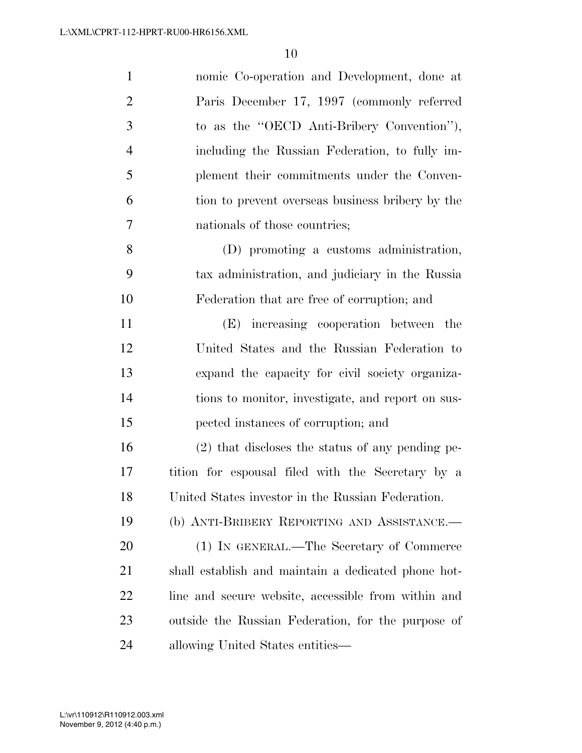nomic Co-operation and Development, done at Paris December 17, 1997 (commonly referred to as the "OECD Anti-Bribery Convention"), including the Russian Federation, to fully implement their commitments under the Convention to prevent overseas business bribery by the nationals of those countries;

(D) promoting a customs administration, tax administration, and judiciary in the Russia Federation that are free of corruption; and

(E) increasing cooperation between the United States and the Russian Federation to expand the capacity for civil society organizations to monitor, investigate, and report on suspected instances of corruption; and

(2) that discloses the status of any pending petition for espousal filed with the Secretary by a United States investor in the Russian Federation.

(b) ANTI-BRIBERY REPORTING AND ASSISTANCE.—

(1) IN GENERAL.—The Secretary of Commerce shall establish and maintain a dedicated phone hotline and secure website, accessible from within and outside the Russian Federation, for the purpose of allowing United States entities—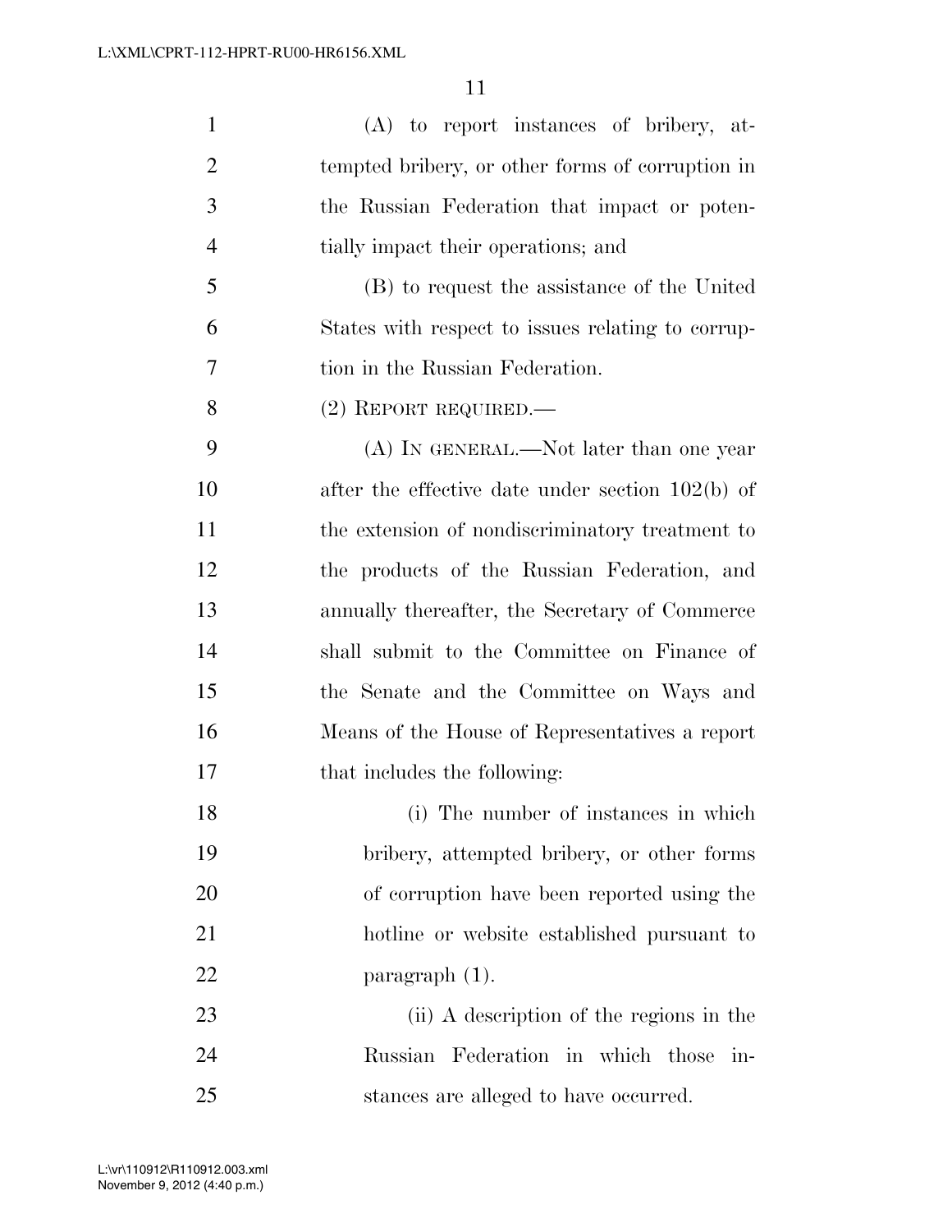(A) to report instances of bribery, attempted bribery, or other forms of corruption in the Russian Federation that impact or potentially impact their operations; and

(B) to request the assistance of the United States with respect to issues relating to corruption in the Russian Federation.

(2) REPORT REQUIRED.—

(A) IN GENERAL.—Not later than one year after the effective date under section 102(b) of the extension of nondiscriminatory treatment to the products of the Russian Federation, and annually thereafter, the Secretary of Commerce shall submit to the Committee on Finance of the Senate and the Committee on Ways and Means of the House of Representatives a report that includes the following:

(i) The number of instances in which bribery, attempted bribery, or other forms of corruption have been reported using the hotline or website established pursuant to paragraph (1).

(ii) A description of the regions in the Russian Federation in which those instances are alleged to have occurred.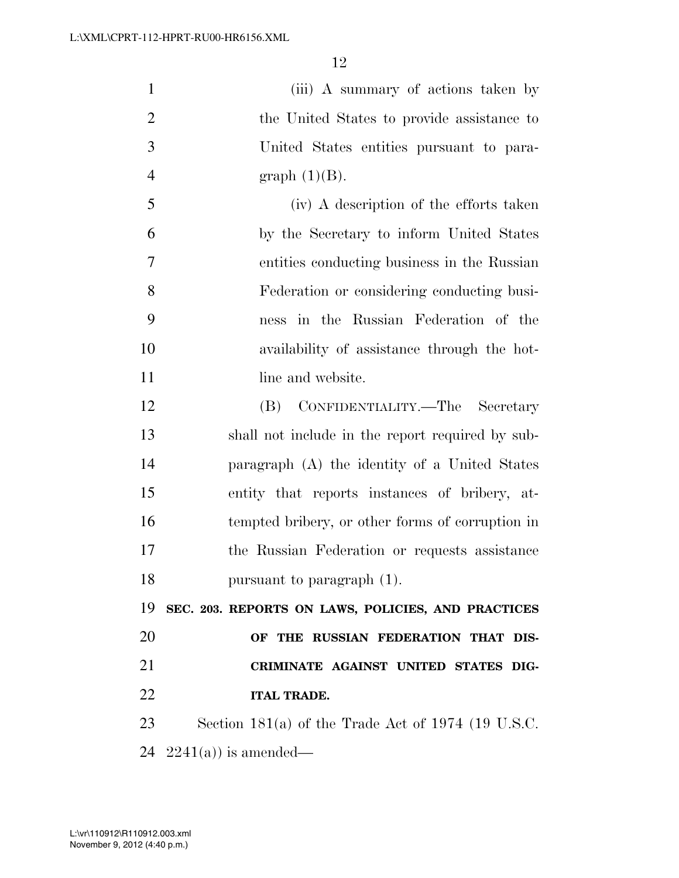(iii) A summary of actions taken by the United States to provide assistance to United States entities pursuant to paragraph (1)(B).

(iv) A description of the efforts taken by the Secretary to inform United States entities conducting business in the Russian Federation or considering conducting business in the Russian Federation of the availability of assistance through the hotline and website.

(B) CONFIDENTIALITY.—The Secretary shall not include in the report required by subparagraph (A) the identity of a United States entity that reports instances of bribery, attempted bribery, or other forms of corruption in the Russian Federation or requests assistance pursuant to paragraph (1).

**SEC. 203. REPORTS ON LAWS, POLICIES, AND PRACTICES OF THE RUSSIAN FEDERATION THAT DISCRIMINATE AGAINST UNITED STATES DIGITAL TRADE.**

Section 181(a) of the Trade Act of 1974 (19 U.S.C. 2241(a)) is amended—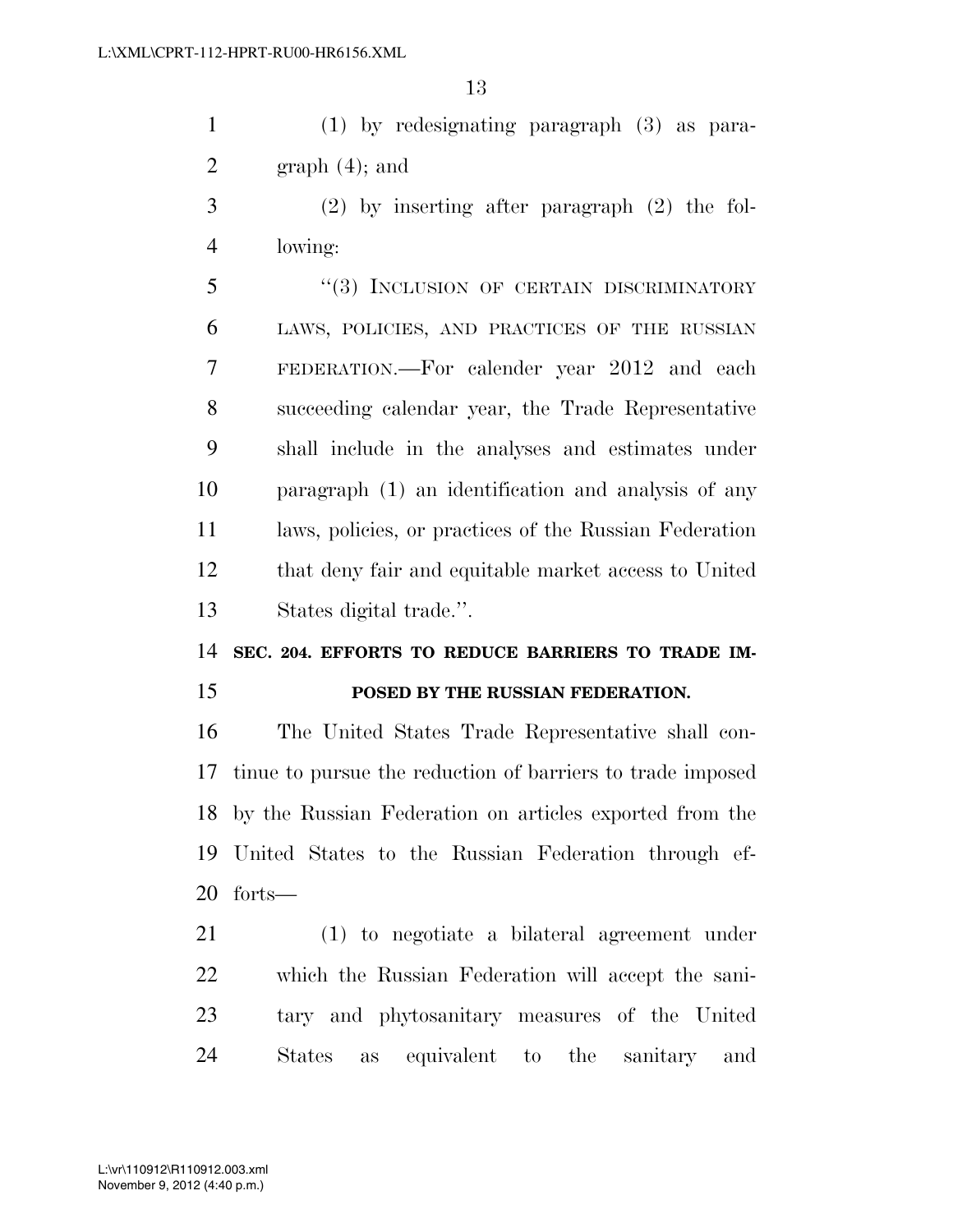(1) by redesignating paragraph (3) as paragraph (4); and

(2) by inserting after paragraph (2) the following:

"(3) INCLUSION OF CERTAIN DISCRIMINATORY LAWS, POLICIES, AND PRACTICES OF THE RUSSIAN FEDERATION.—For calender year 2012 and each succeeding calendar year, the Trade Representative shall include in the analyses and estimates under paragraph (1) an identification and analysis of any laws, policies, or practices of the Russian Federation that deny fair and equitable market access to United States digital trade.".

**SEC. 204. EFFORTS TO REDUCE BARRIERS TO TRADE IMPOSED BY THE RUSSIAN FEDERATION.**

The United States Trade Representative shall continue to pursue the reduction of barriers to trade imposed by the Russian Federation on articles exported from the United States to the Russian Federation through efforts—

(1) to negotiate a bilateral agreement under which the Russian Federation will accept the sanitary and phytosanitary measures of the United States as equivalent to the sanitary and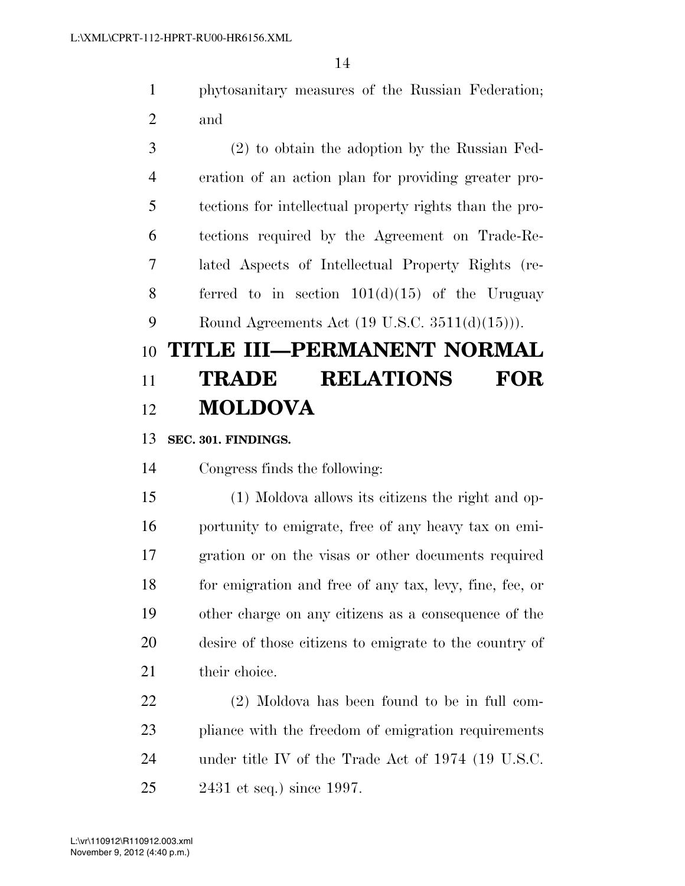phytosanitary measures of the Russian Federation; and

(2) to obtain the adoption by the Russian Federation of an action plan for providing greater protections for intellectual property rights than the protections required by the Agreement on Trade-Related Aspects of Intellectual Property Rights (referred to in section 101(d)(15) of the Uruguay Round Agreements Act (19 U.S.C. 3511(d)(15))).

# TITLE III—PERMANENT NORMAL TRADE RELATIONS FOR MOLDOVA

**SEC. 301. FINDINGS.**

Congress finds the following:

(1) Moldova allows its citizens the right and opportunity to emigrate, free of any heavy tax on emigration or on the visas or other documents required for emigration and free of any tax, levy, fine, fee, or other charge on any citizens as a consequence of the desire of those citizens to emigrate to the country of their choice.

(2) Moldova has been found to be in full compliance with the freedom of emigration requirements under title IV of the Trade Act of 1974 (19 U.S.C. 2431 et seq.) since 1997.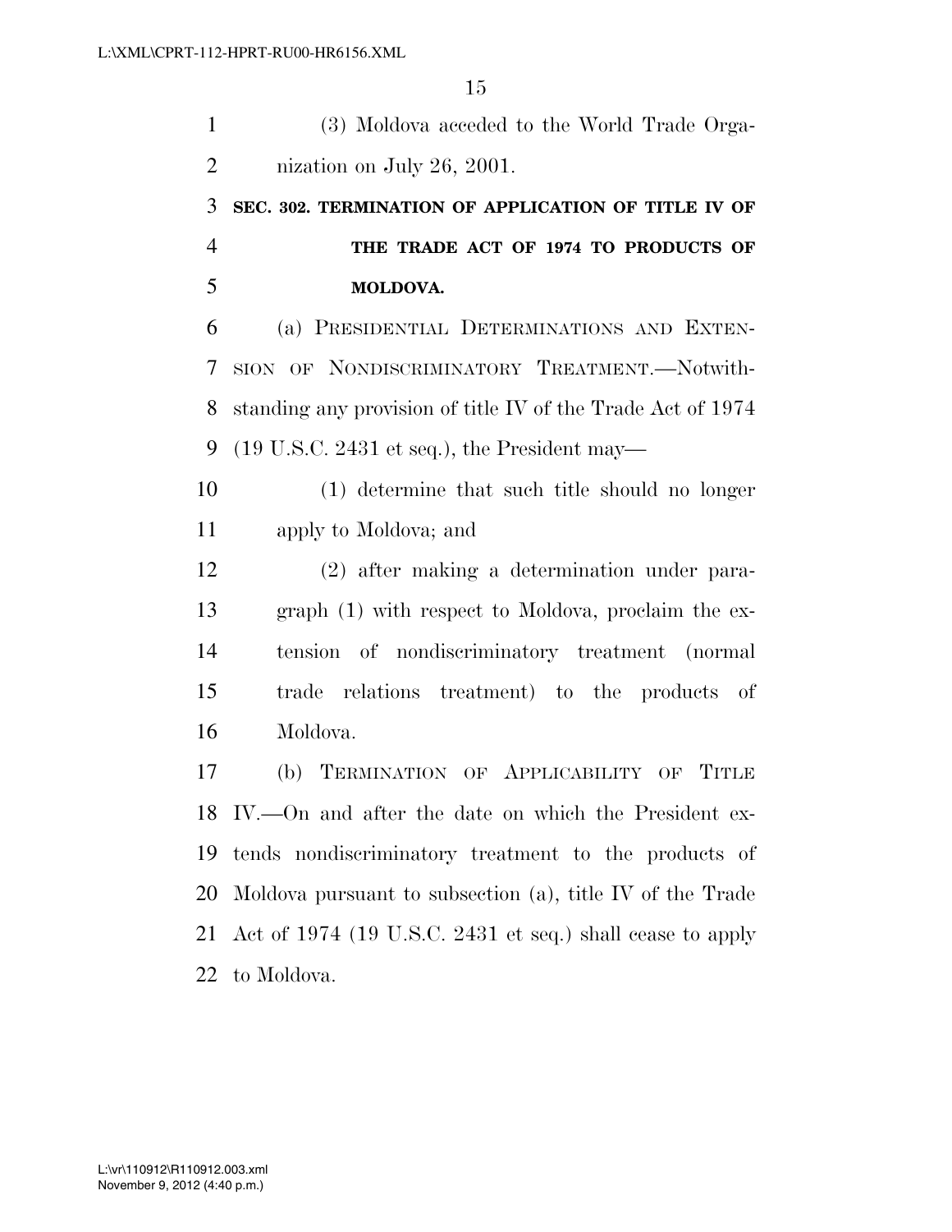(3) Moldova acceded to the World Trade Organization on July 26, 2001.

## SEC. 302. TERMINATION OF APPLICATION OF TITLE IV OF THE TRADE ACT OF 1974 TO PRODUCTS OF MOLDOVA.

(a) PRESIDENTIAL DETERMINATIONS AND EXTENSION OF NONDISCRIMINATORY TREATMENT.—Notwithstanding any provision of title IV of the Trade Act of 1974 (19 U.S.C. 2431 et seq.), the President may—

(1) determine that such title should no longer apply to Moldova; and

(2) after making a determination under paragraph (1) with respect to Moldova, proclaim the extension of nondiscriminatory treatment (normal trade relations treatment) to the products of Moldova.

(b) TERMINATION OF APPLICABILITY OF TITLE IV.—On and after the date on which the President extends nondiscriminatory treatment to the products of Moldova pursuant to subsection (a), title IV of the Trade Act of 1974 (19 U.S.C. 2431 et seq.) shall cease to apply to Moldova.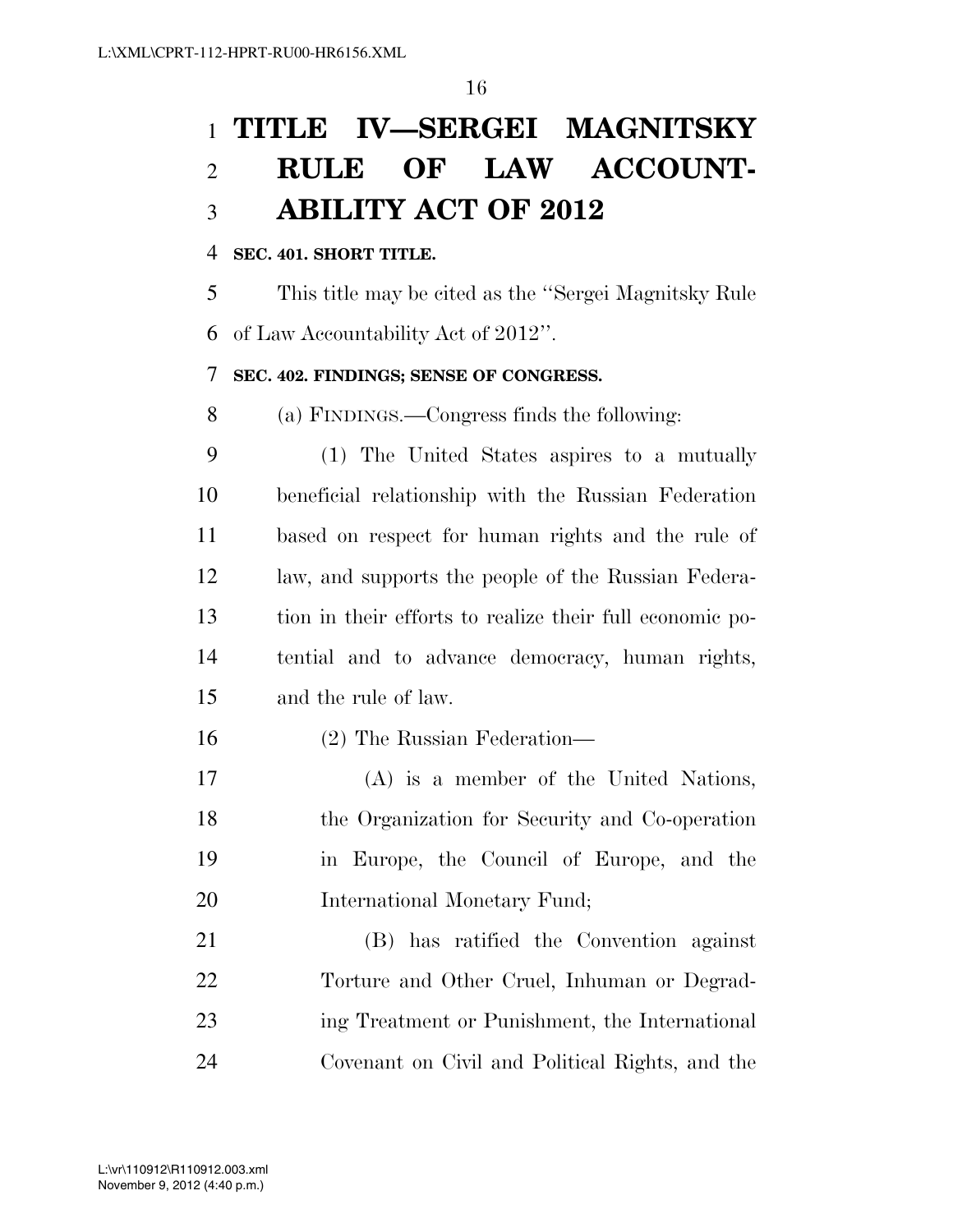# TITLE IV—SERGEI MAGNITSKY RULE OF LAW ACCOUNTABILITY ACT OF 2012

**SEC. 401. SHORT TITLE.**

This title may be cited as the "Sergei Magnitsky Rule of Law Accountability Act of 2012".

**SEC. 402. FINDINGS; SENSE OF CONGRESS.**

(a) FINDINGS.—Congress finds the following:

(1) The United States aspires to a mutually beneficial relationship with the Russian Federation based on respect for human rights and the rule of law, and supports the people of the Russian Federation in their efforts to realize their full economic potential and to advance democracy, human rights, and the rule of law.

(2) The Russian Federation—

(A) is a member of the United Nations, the Organization for Security and Co-operation in Europe, the Council of Europe, and the International Monetary Fund;

(B) has ratified the Convention against Torture and Other Cruel, Inhuman or Degrading Treatment or Punishment, the International Covenant on Civil and Political Rights, and the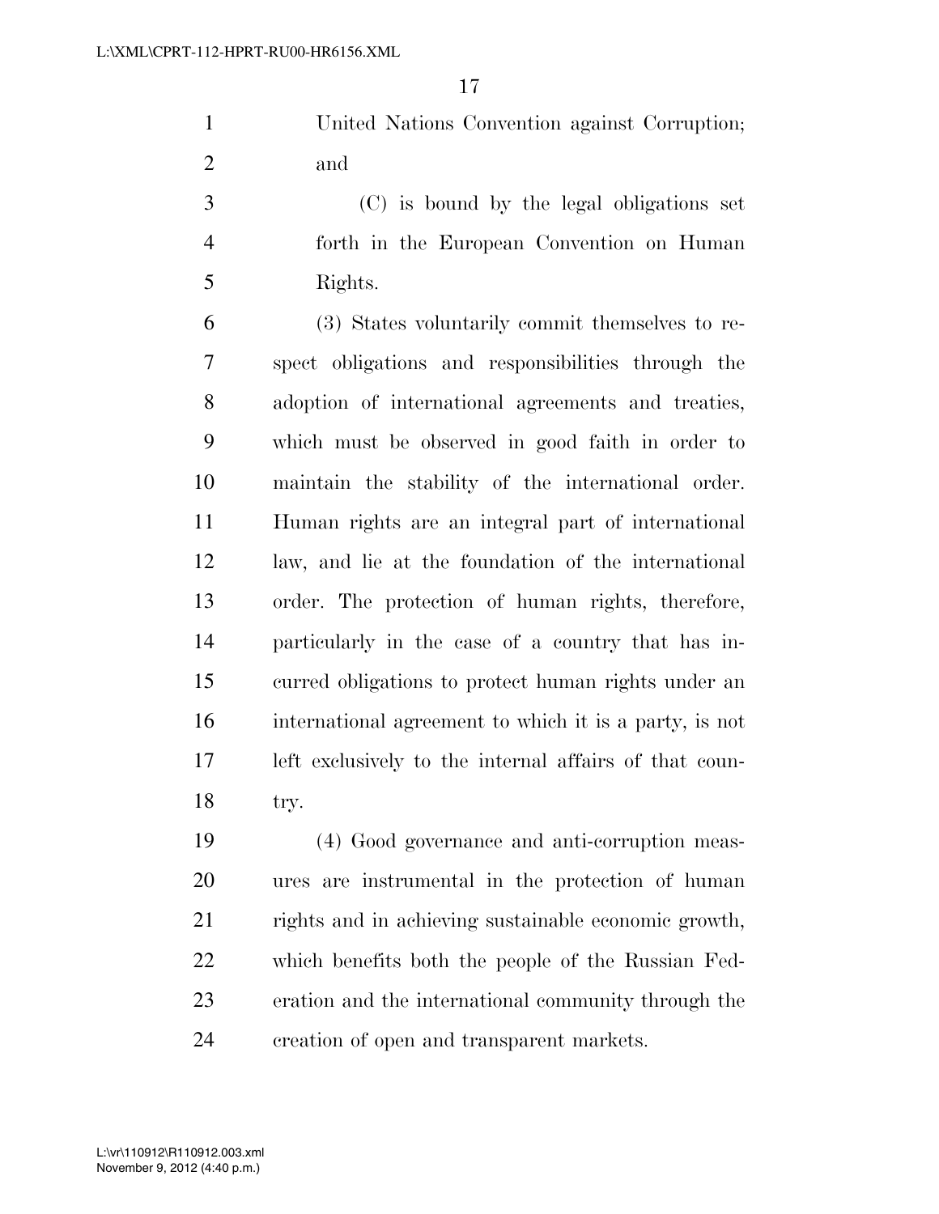United Nations Convention against Corruption; and

(C) is bound by the legal obligations set forth in the European Convention on Human Rights.

(3) States voluntarily commit themselves to respect obligations and responsibilities through the adoption of international agreements and treaties, which must be observed in good faith in order to maintain the stability of the international order. Human rights are an integral part of international law, and lie at the foundation of the international order. The protection of human rights, therefore, particularly in the case of a country that has incurred obligations to protect human rights under an international agreement to which it is a party, is not left exclusively to the internal affairs of that country.

(4) Good governance and anti-corruption measures are instrumental in the protection of human rights and in achieving sustainable economic growth, which benefits both the people of the Russian Federation and the international community through the creation of open and transparent markets.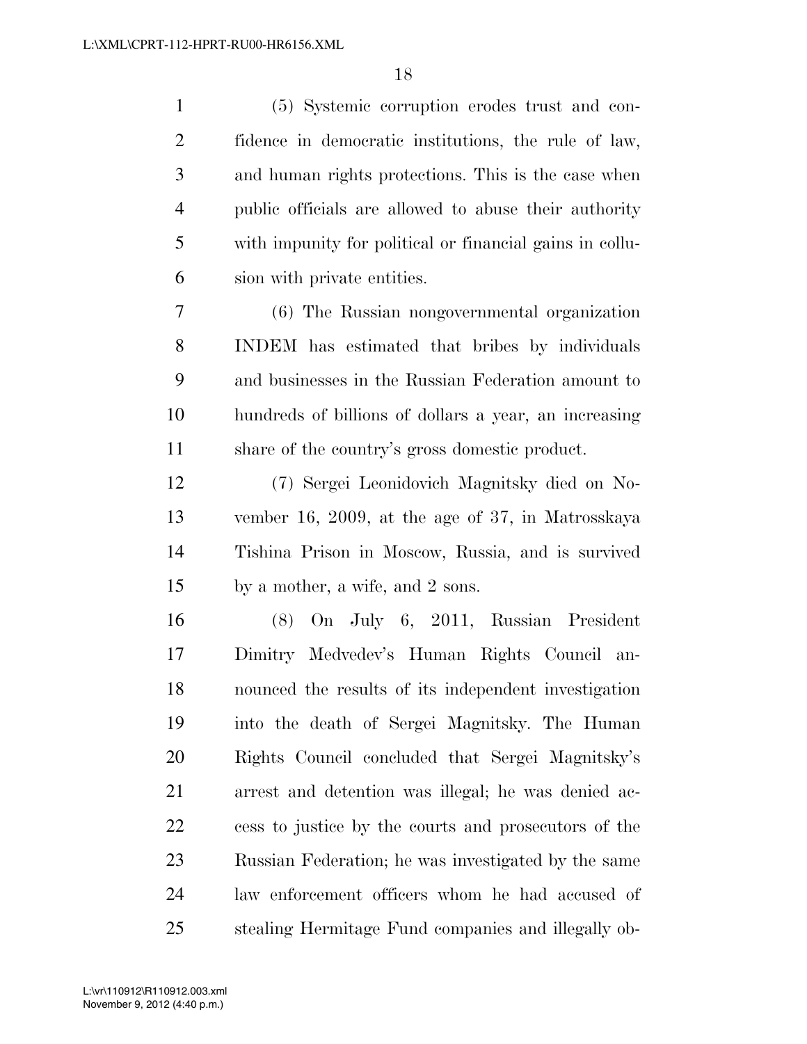(5) Systemic corruption erodes trust and confidence in democratic institutions, the rule of law, and human rights protections. This is the case when public officials are allowed to abuse their authority with impunity for political or financial gains in collusion with private entities.

(6) The Russian nongovernmental organization INDEM has estimated that bribes by individuals and businesses in the Russian Federation amount to hundreds of billions of dollars a year, an increasing share of the country's gross domestic product.

(7) Sergei Leonidovich Magnitsky died on November 16, 2009, at the age of 37, in Matrosskaya Tishina Prison in Moscow, Russia, and is survived by a mother, a wife, and 2 sons.

(8) On July 6, 2011, Russian President Dimitry Medvedev's Human Rights Council announced the results of its independent investigation into the death of Sergei Magnitsky. The Human Rights Council concluded that Sergei Magnitsky's arrest and detention was illegal; he was denied access to justice by the courts and prosecutors of the Russian Federation; he was investigated by the same law enforcement officers whom he had accused of stealing Hermitage Fund companies and illegally ob-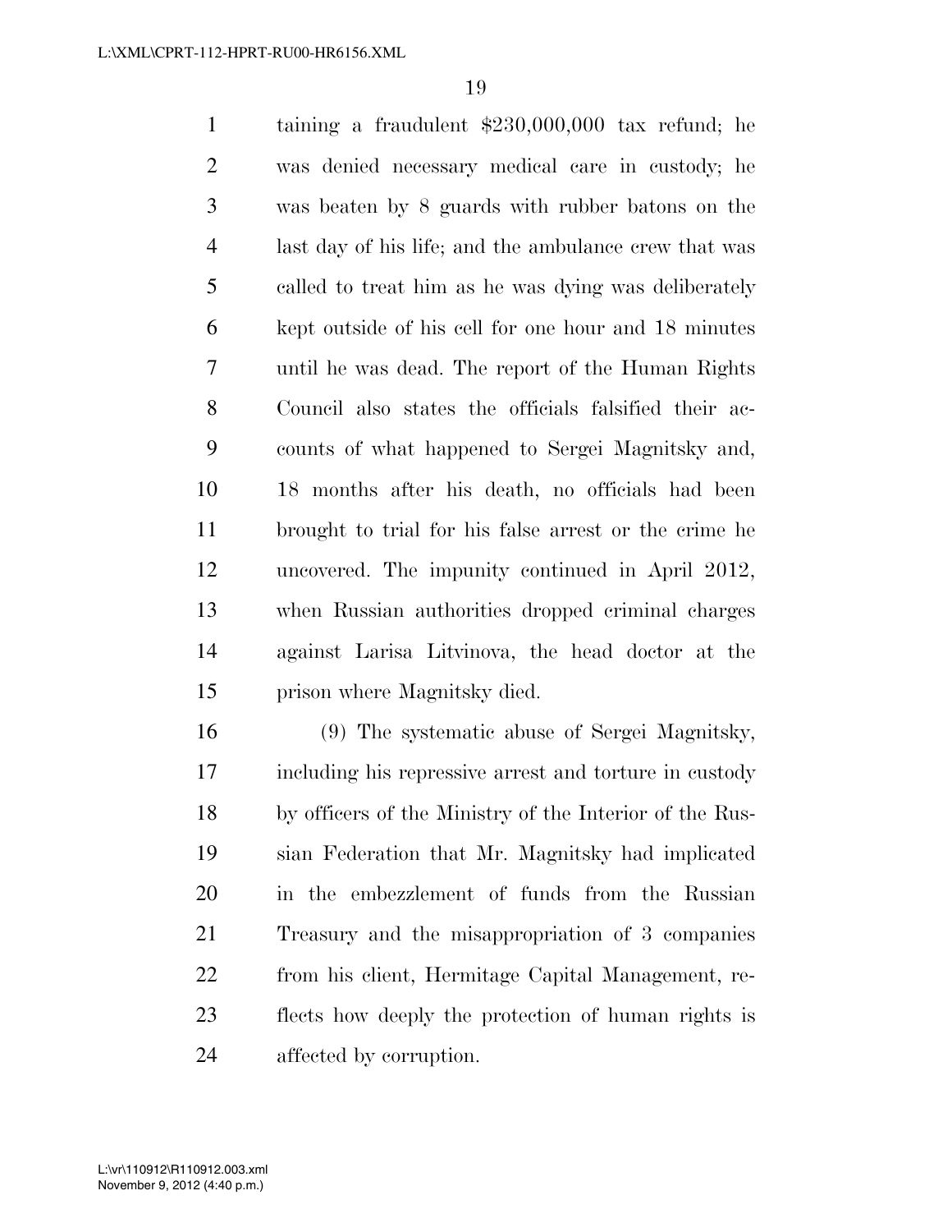taining a fraudulent $230,000,000 tax refund; he was denied necessary medical care in custody; he was beaten by 8 guards with rubber batons on the last day of his life; and the ambulance crew that was called to treat him as he was dying was deliberately kept outside of his cell for one hour and 18 minutes until he was dead. The report of the Human Rights Council also states the officials falsified their accounts of what happened to Sergei Magnitsky and, 18 months after his death, no officials had been brought to trial for his false arrest or the crime he uncovered. The impunity continued in April 2012, when Russian authorities dropped criminal charges against Larisa Litvinova, the head doctor at the prison where Magnitsky died.

(9) The systematic abuse of Sergei Magnitsky, including his repressive arrest and torture in custody by officers of the Ministry of the Interior of the Russian Federation that Mr. Magnitsky had implicated in the embezzlement of funds from the Russian Treasury and the misappropriation of 3 companies from his client, Hermitage Capital Management, reflects how deeply the protection of human rights is affected by corruption.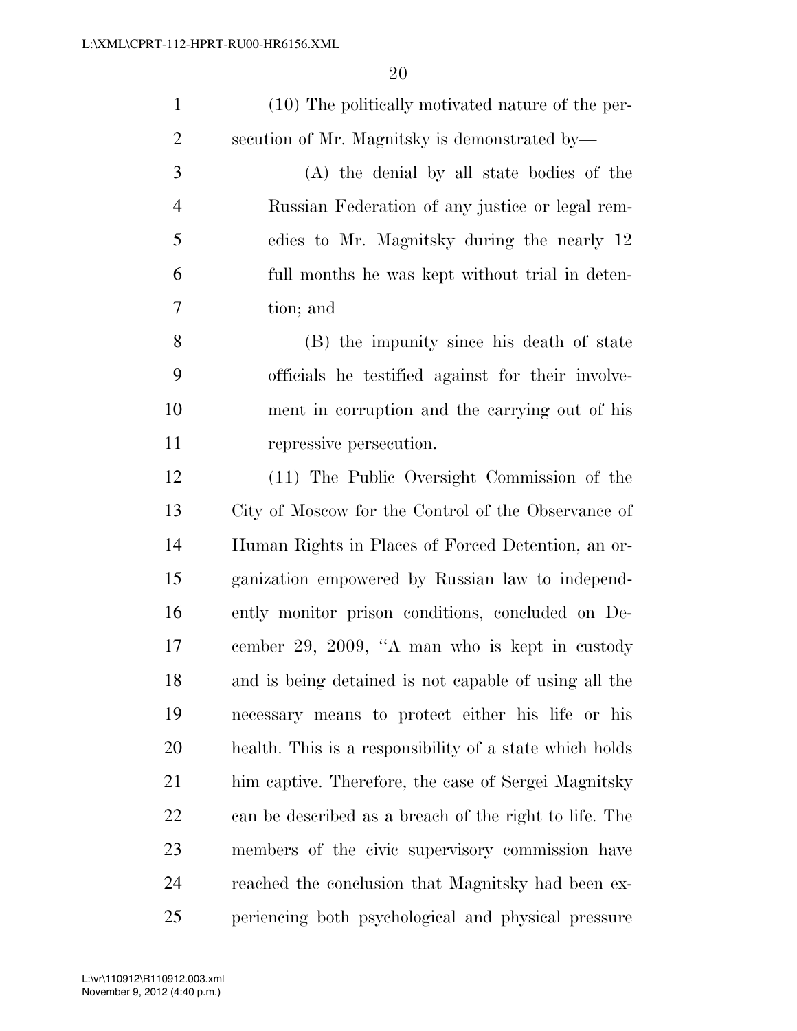(10) The politically motivated nature of the persecution of Mr. Magnitsky is demonstrated by—

(A) the denial by all state bodies of the Russian Federation of any justice or legal remedies to Mr. Magnitsky during the nearly 12 full months he was kept without trial in detention; and

(B) the impunity since his death of state officials he testified against for their involvement in corruption and the carrying out of his repressive persecution.

(11) The Public Oversight Commission of the City of Moscow for the Control of the Observance of Human Rights in Places of Forced Detention, an organization empowered by Russian law to independently monitor prison conditions, concluded on December 29, 2009, "A man who is kept in custody and is being detained is not capable of using all the necessary means to protect either his life or his health. This is a responsibility of a state which holds him captive. Therefore, the case of Sergei Magnitsky can be described as a breach of the right to life. The members of the civic supervisory commission have reached the conclusion that Magnitsky had been experiencing both psychological and physical pressure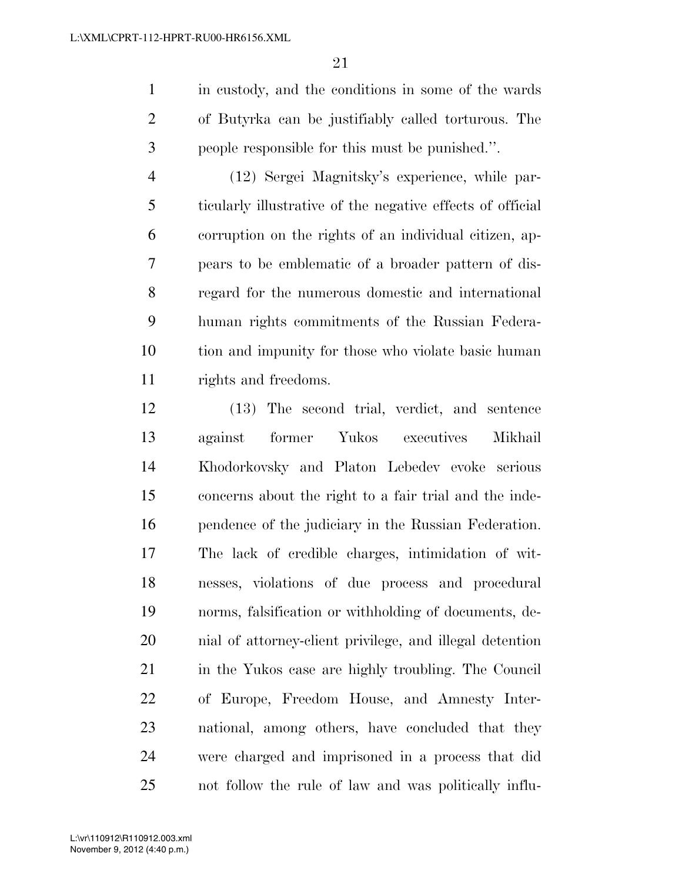in custody, and the conditions in some of the wards of Butyrka can be justifiably called torturous. The people responsible for this must be punished.''.

(12) Sergei Magnitsky's experience, while particularly illustrative of the negative effects of official corruption on the rights of an individual citizen, appears to be emblematic of a broader pattern of disregard for the numerous domestic and international human rights commitments of the Russian Federation and impunity for those who violate basic human rights and freedoms.

(13) The second trial, verdict, and sentence against former Yukos executives Mikhail Khodorkovsky and Platon Lebedev evoke serious concerns about the right to a fair trial and the independence of the judiciary in the Russian Federation. The lack of credible charges, intimidation of witnesses, violations of due process and procedural norms, falsification or withholding of documents, denial of attorney-client privilege, and illegal detention in the Yukos case are highly troubling. The Council of Europe, Freedom House, and Amnesty International, among others, have concluded that they were charged and imprisoned in a process that did not follow the rule of law and was politically influ-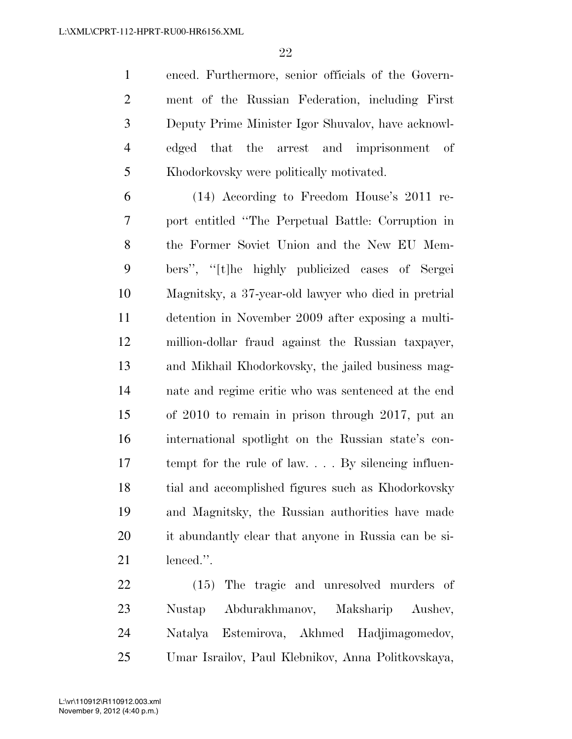enced. Furthermore, senior officials of the Government of the Russian Federation, including First Deputy Prime Minister Igor Shuvalov, have acknowledged that the arrest and imprisonment of Khodorkovsky were politically motivated.

(14) According to Freedom House's 2011 report entitled "The Perpetual Battle: Corruption in the Former Soviet Union and the New EU Members", "[t]he highly publicized cases of Sergei Magnitsky, a 37-year-old lawyer who died in pretrial detention in November 2009 after exposing a multi-million-dollar fraud against the Russian taxpayer, and Mikhail Khodorkovsky, the jailed business magnate and regime critic who was sentenced at the end of 2010 to remain in prison through 2017, put an international spotlight on the Russian state's contempt for the rule of law. . . . By silencing influential and accomplished figures such as Khodorkovsky and Magnitsky, the Russian authorities have made it abundantly clear that anyone in Russia can be silenced.".

(15) The tragic and unresolved murders of Nustap Abdurakhmanov, Maksharip Aushev, Natalya Estemirova, Akhmed Hadjimagomedov, Umar Israilov, Paul Klebnikov, Anna Politkovskaya,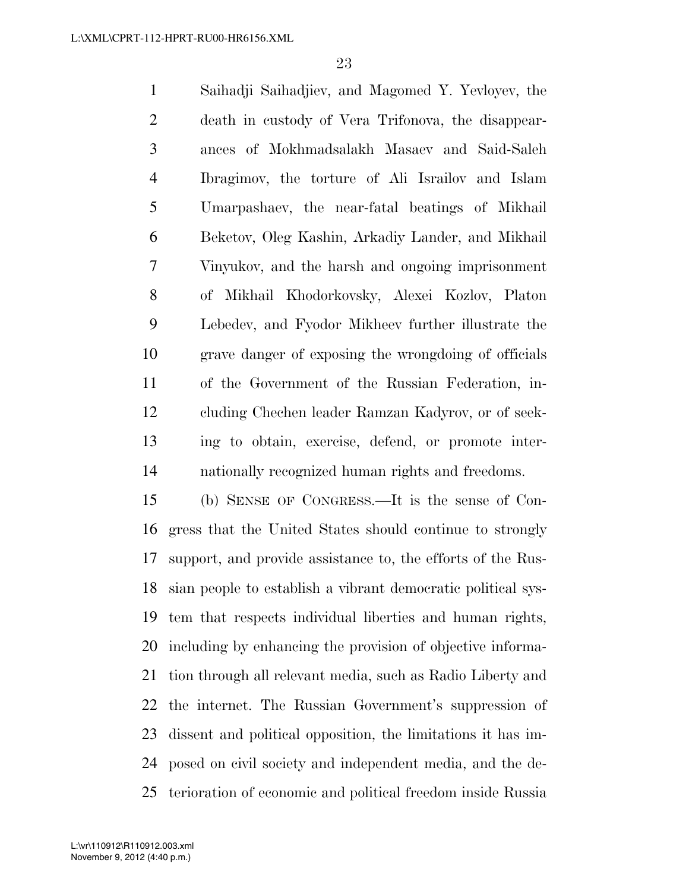Saihadji Saihadjiev, and Magomed Y. Yevloyev, the death in custody of Vera Trifonova, the disappearances of Mokhmadsalakh Masaev and Said-Saleh Ibragimov, the torture of Ali Israilov and Islam Umarpashaev, the near-fatal beatings of Mikhail Beketov, Oleg Kashin, Arkadiy Lander, and Mikhail Vinyukov, and the harsh and ongoing imprisonment of Mikhail Khodorkovsky, Alexei Kozlov, Platon Lebedev, and Fyodor Mikheev further illustrate the grave danger of exposing the wrongdoing of officials of the Government of the Russian Federation, including Chechen leader Ramzan Kadyrov, or of seeking to obtain, exercise, defend, or promote internationally recognized human rights and freedoms.

(b) SENSE OF CONGRESS.—It is the sense of Congress that the United States should continue to strongly support, and provide assistance to, the efforts of the Russian people to establish a vibrant democratic political system that respects individual liberties and human rights, including by enhancing the provision of objective information through all relevant media, such as Radio Liberty and the internet. The Russian Government's suppression of dissent and political opposition, the limitations it has imposed on civil society and independent media, and the deterioration of economic and political freedom inside Russia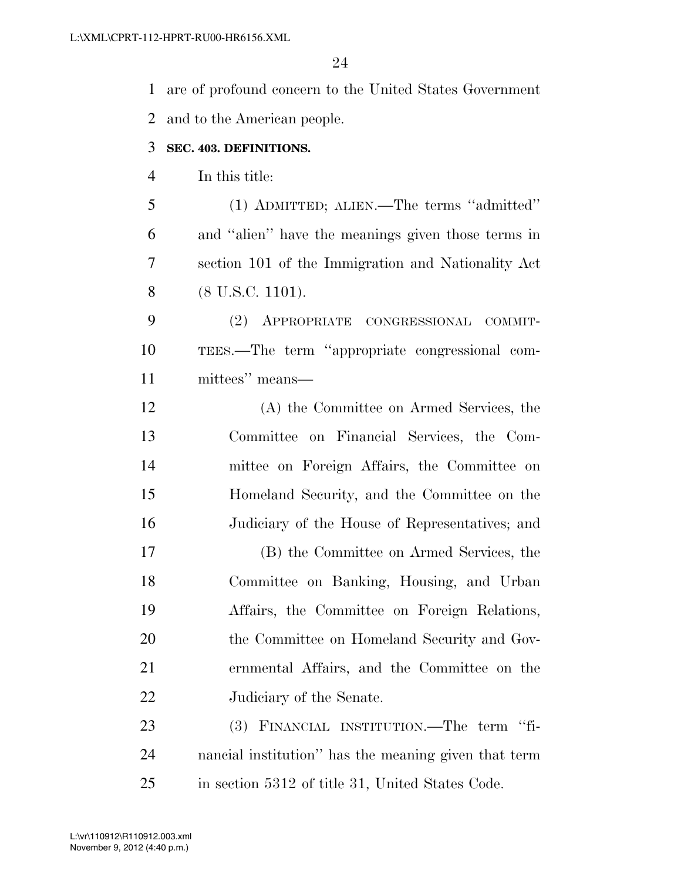are of profound concern to the United States Government and to the American people.

**SEC. 403. DEFINITIONS.**

In this title:

(1) ADMITTED; ALIEN.—The terms ''admitted'' and ''alien'' have the meanings given those terms in section 101 of the Immigration and Nationality Act (8 U.S.C. 1101).

(2) APPROPRIATE CONGRESSIONAL COMMITTEES.—The term ''appropriate congressional committees'' means—

(A) the Committee on Armed Services, the Committee on Financial Services, the Committee on Foreign Affairs, the Committee on Homeland Security, and the Committee on the Judiciary of the House of Representatives; and

(B) the Committee on Armed Services, the Committee on Banking, Housing, and Urban Affairs, the Committee on Foreign Relations, the Committee on Homeland Security and Governmental Affairs, and the Committee on the Judiciary of the Senate.

(3) FINANCIAL INSTITUTION.—The term ''financial institution'' has the meaning given that term in section 5312 of title 31, United States Code.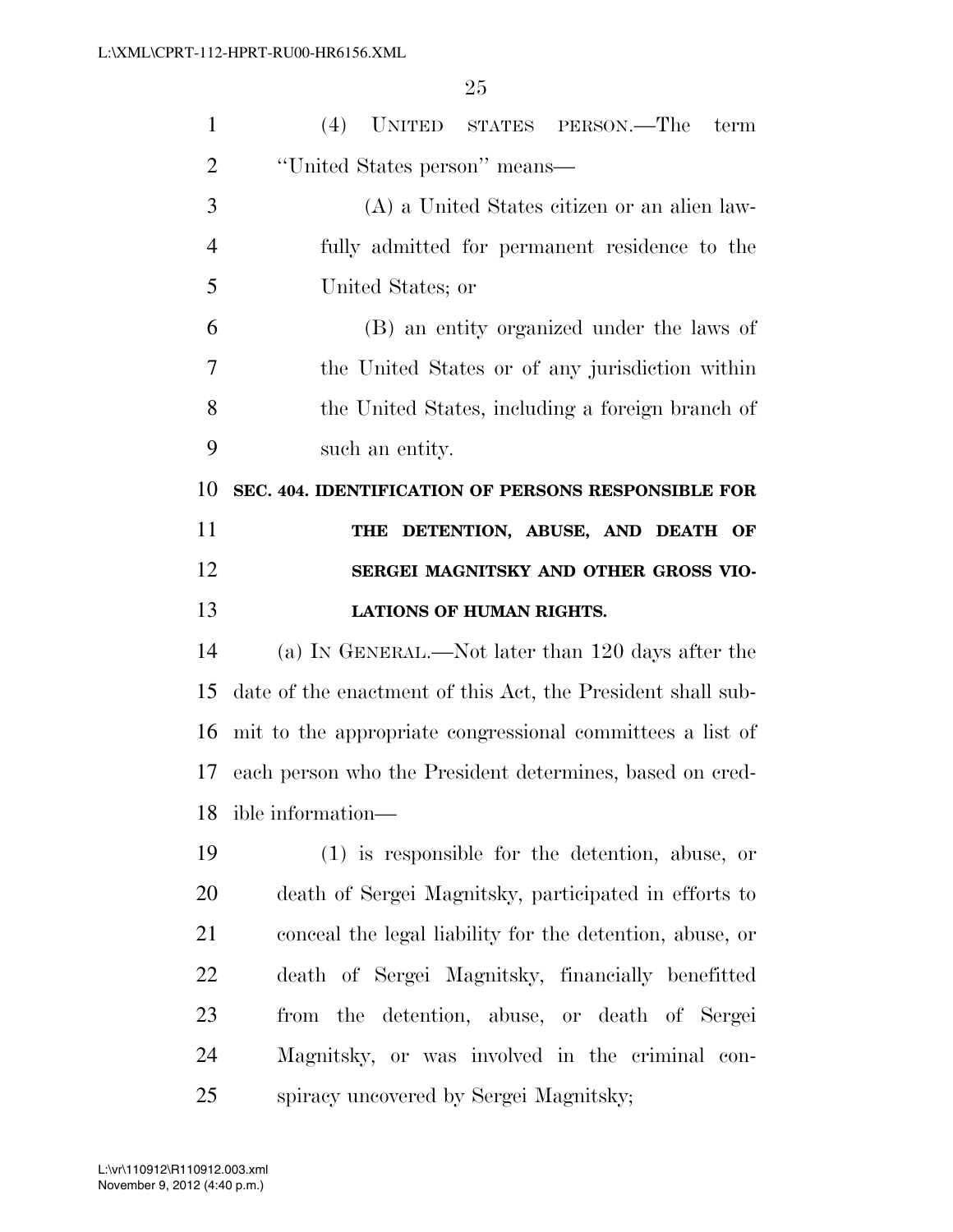(4) UNITED STATES PERSON.—The term "United States person" means—

(A) a United States citizen or an alien lawfully admitted for permanent residence to the United States; or

(B) an entity organized under the laws of the United States or of any jurisdiction within the United States, including a foreign branch of such an entity.

**SEC. 404. IDENTIFICATION OF PERSONS RESPONSIBLE FOR THE DETENTION, ABUSE, AND DEATH OF SERGEI MAGNITSKY AND OTHER GROSS VIOLATIONS OF HUMAN RIGHTS.**

(a) IN GENERAL.—Not later than 120 days after the date of the enactment of this Act, the President shall submit to the appropriate congressional committees a list of each person who the President determines, based on credible information—

(1) is responsible for the detention, abuse, or death of Sergei Magnitsky, participated in efforts to conceal the legal liability for the detention, abuse, or death of Sergei Magnitsky, financially benefitted from the detention, abuse, or death of Sergei Magnitsky, or was involved in the criminal conspiracy uncovered by Sergei Magnitsky;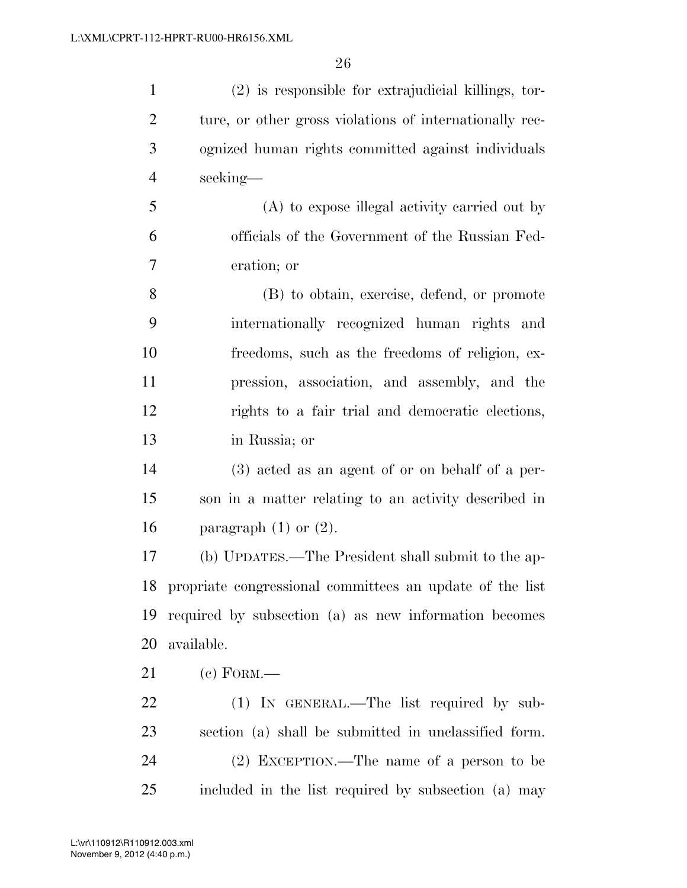(2) is responsible for extrajudicial killings, torture, or other gross violations of internationally recognized human rights committed against individuals seeking—

(A) to expose illegal activity carried out by officials of the Government of the Russian Federation; or

(B) to obtain, exercise, defend, or promote internationally recognized human rights and freedoms, such as the freedoms of religion, expression, association, and assembly, and the rights to a fair trial and democratic elections, in Russia; or

(3) acted as an agent of or on behalf of a person in a matter relating to an activity described in paragraph (1) or (2).

(b) UPDATES.—The President shall submit to the appropriate congressional committees an update of the list required by subsection (a) as new information becomes available.

(c) FORM.—

(1) IN GENERAL.—The list required by subsection (a) shall be submitted in unclassified form.

(2) EXCEPTION.—The name of a person to be included in the list required by subsection (a) may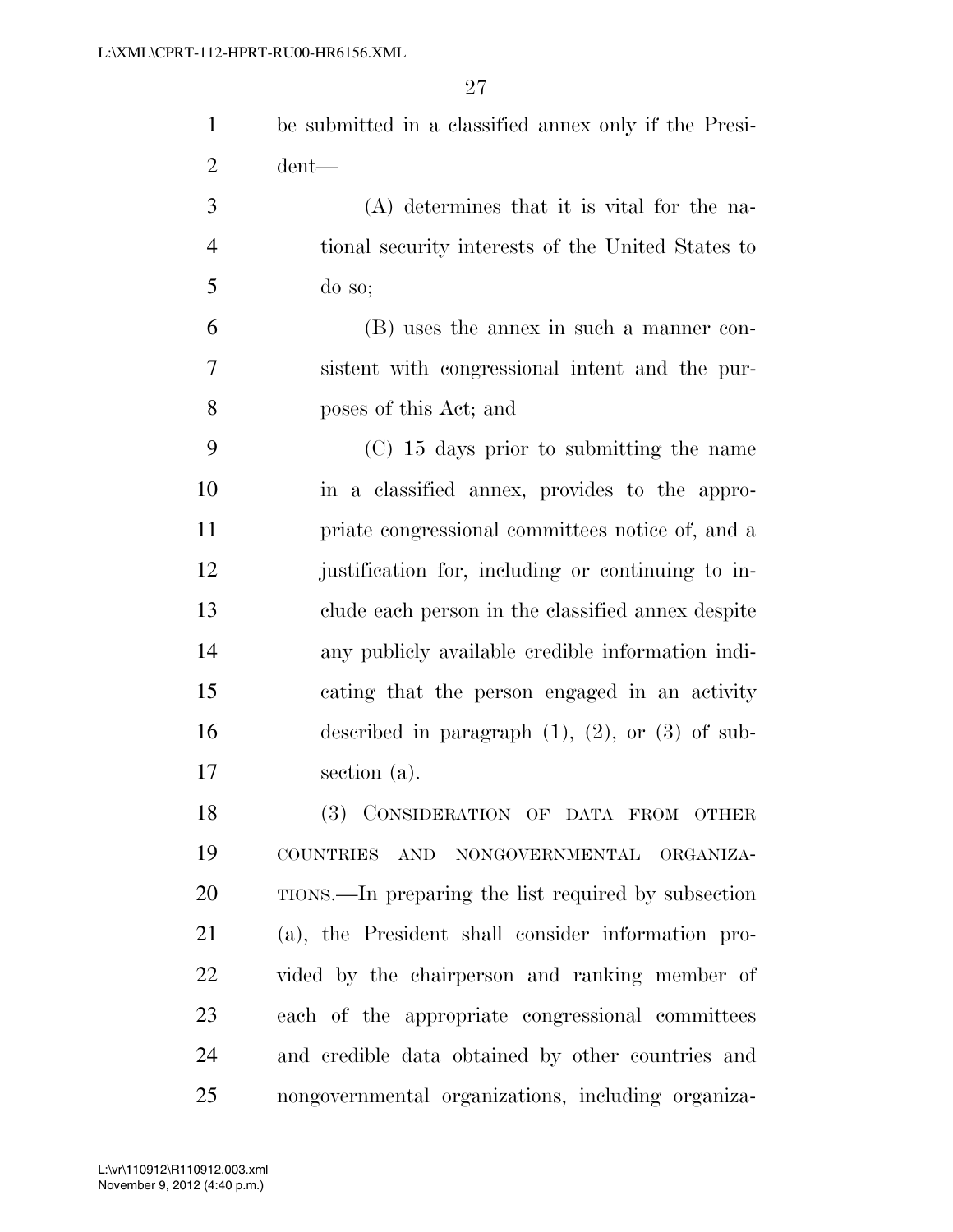be submitted in a classified annex only if the President—

(A) determines that it is vital for the national security interests of the United States to do so;

(B) uses the annex in such a manner consistent with congressional intent and the purposes of this Act; and

(C) 15 days prior to submitting the name in a classified annex, provides to the appropriate congressional committees notice of, and a justification for, including or continuing to include each person in the classified annex despite any publicly available credible information indicating that the person engaged in an activity described in paragraph (1), (2), or (3) of subsection (a).

(3) CONSIDERATION OF DATA FROM OTHER COUNTRIES AND NONGOVERNMENTAL ORGANIZATIONS.—In preparing the list required by subsection (a), the President shall consider information provided by the chairperson and ranking member of each of the appropriate congressional committees and credible data obtained by other countries and nongovernmental organizations, including organiza-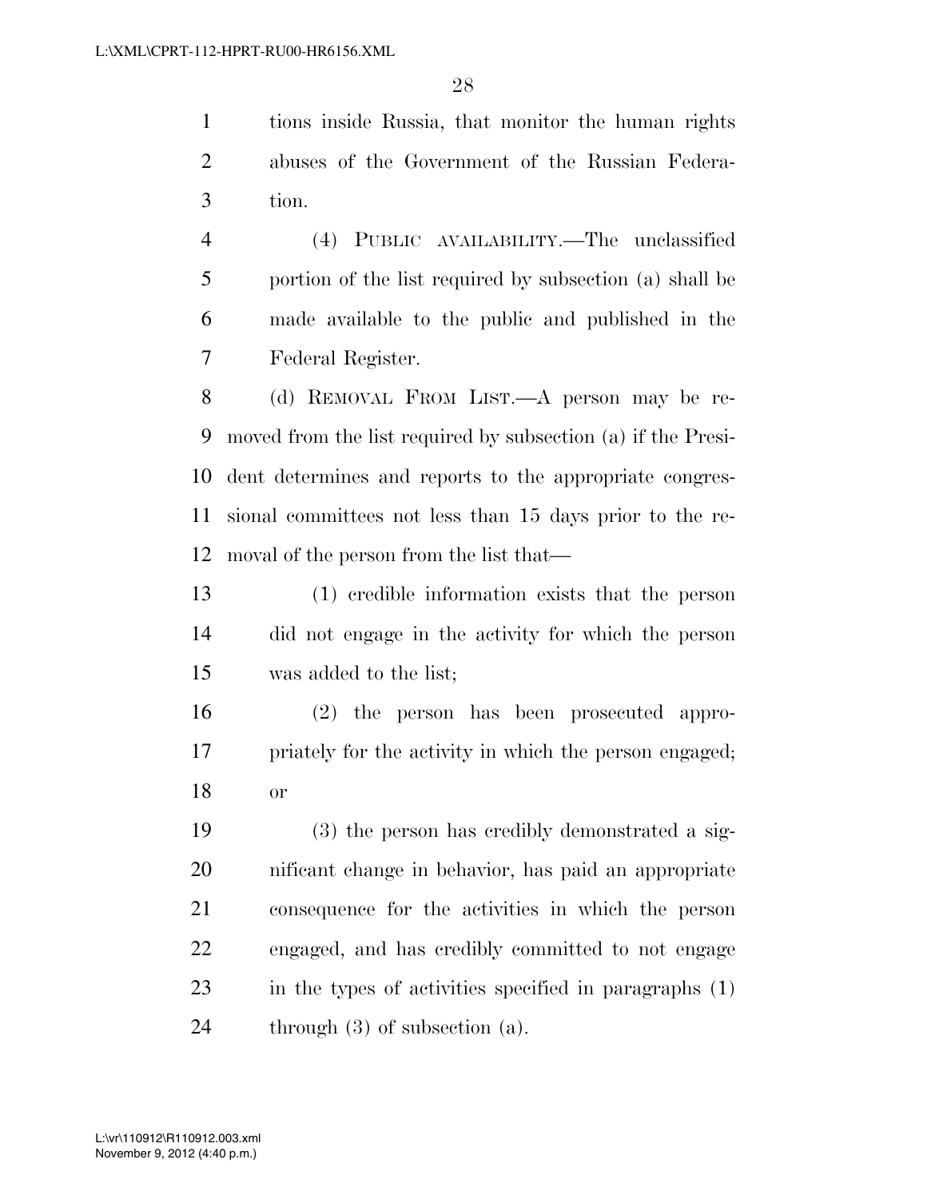tions inside Russia, that monitor the human rights abuses of the Government of the Russian Federation.

(4) PUBLIC AVAILABILITY.—The unclassified portion of the list required by subsection (a) shall be made available to the public and published in the Federal Register.

(d) REMOVAL FROM LIST.—A person may be removed from the list required by subsection (a) if the President determines and reports to the appropriate congressional committees not less than 15 days prior to the removal of the person from the list that—

(1) credible information exists that the person did not engage in the activity for which the person was added to the list;

(2) the person has been prosecuted appropriately for the activity in which the person engaged; or

(3) the person has credibly demonstrated a significant change in behavior, has paid an appropriate consequence for the activities in which the person engaged, and has credibly committed to not engage in the types of activities specified in paragraphs (1) through (3) of subsection (a).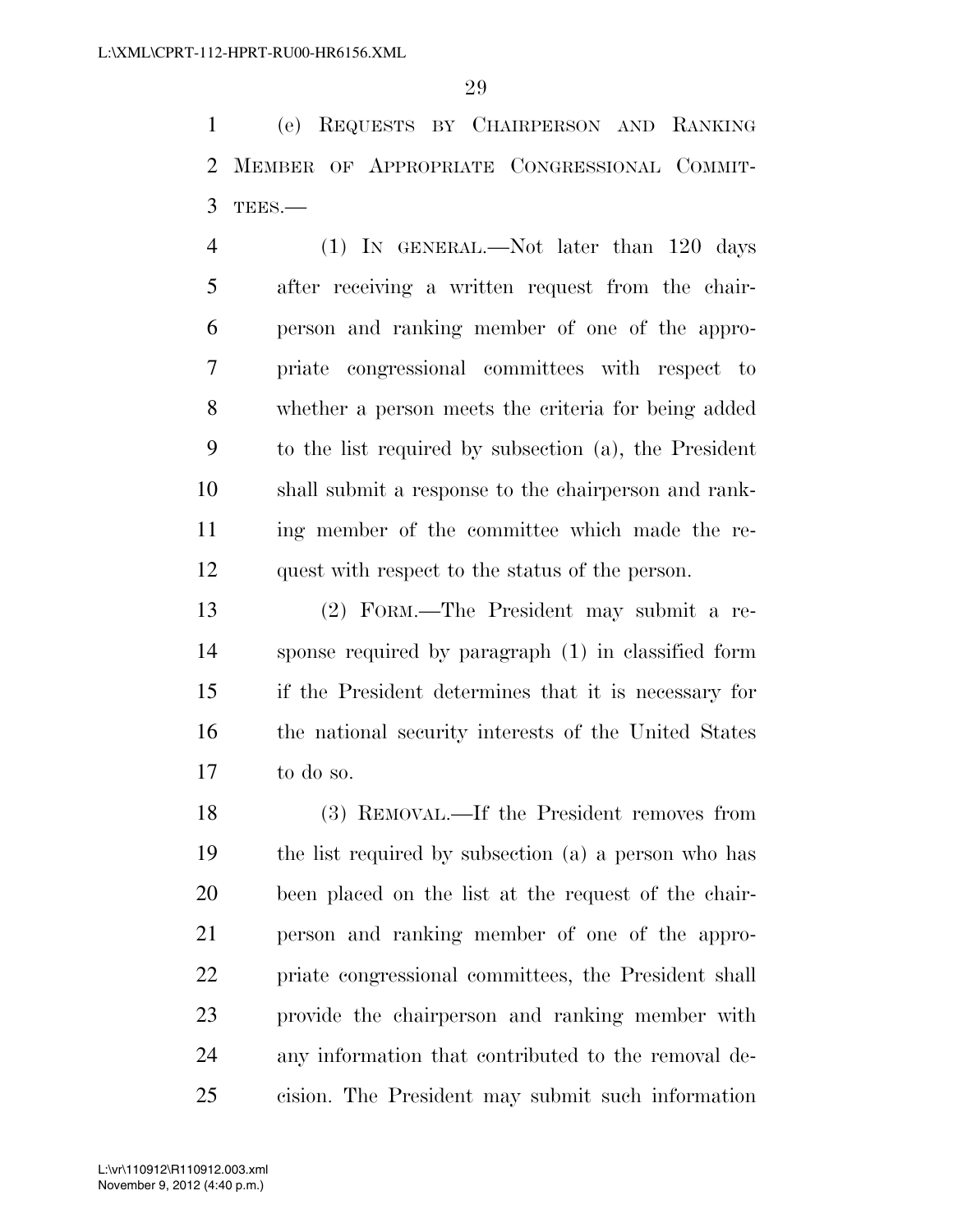(e) REQUESTS BY CHAIRPERSON AND RANKING MEMBER OF APPROPRIATE CONGRESSIONAL COMMITTEES.—

(1) IN GENERAL.—Not later than 120 days after receiving a written request from the chairperson and ranking member of one of the appropriate congressional committees with respect to whether a person meets the criteria for being added to the list required by subsection (a), the President shall submit a response to the chairperson and ranking member of the committee which made the request with respect to the status of the person.

(2) FORM.—The President may submit a response required by paragraph (1) in classified form if the President determines that it is necessary for the national security interests of the United States to do so.

(3) REMOVAL.—If the President removes from the list required by subsection (a) a person who has been placed on the list at the request of the chairperson and ranking member of one of the appropriate congressional committees, the President shall provide the chairperson and ranking member with any information that contributed to the removal decision. The President may submit such information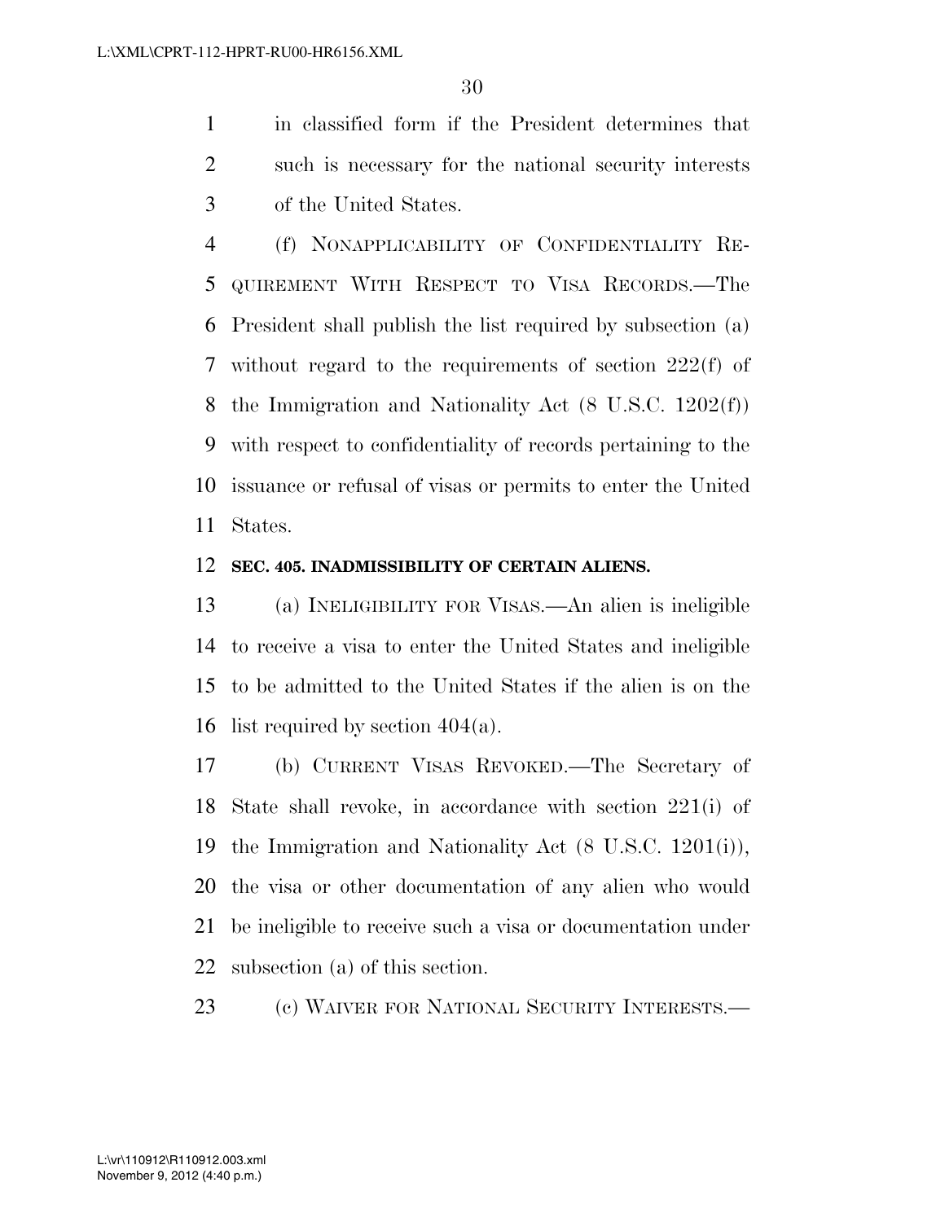in classified form if the President determines that such is necessary for the national security interests of the United States.

(f) NONAPPLICABILITY OF CONFIDENTIALITY REQUIREMENT WITH RESPECT TO VISA RECORDS.—The President shall publish the list required by subsection (a) without regard to the requirements of section 222(f) of the Immigration and Nationality Act (8 U.S.C. 1202(f)) with respect to confidentiality of records pertaining to the issuance or refusal of visas or permits to enter the United States.

**SEC. 405. INADMISSIBILITY OF CERTAIN ALIENS.**

(a) INELIGIBILITY FOR VISAS.—An alien is ineligible to receive a visa to enter the United States and ineligible to be admitted to the United States if the alien is on the list required by section 404(a).

(b) CURRENT VISAS REVOKED.—The Secretary of State shall revoke, in accordance with section 221(i) of the Immigration and Nationality Act (8 U.S.C. 1201(i)), the visa or other documentation of any alien who would be ineligible to receive such a visa or documentation under subsection (a) of this section.

(c) WAIVER FOR NATIONAL SECURITY INTERESTS.—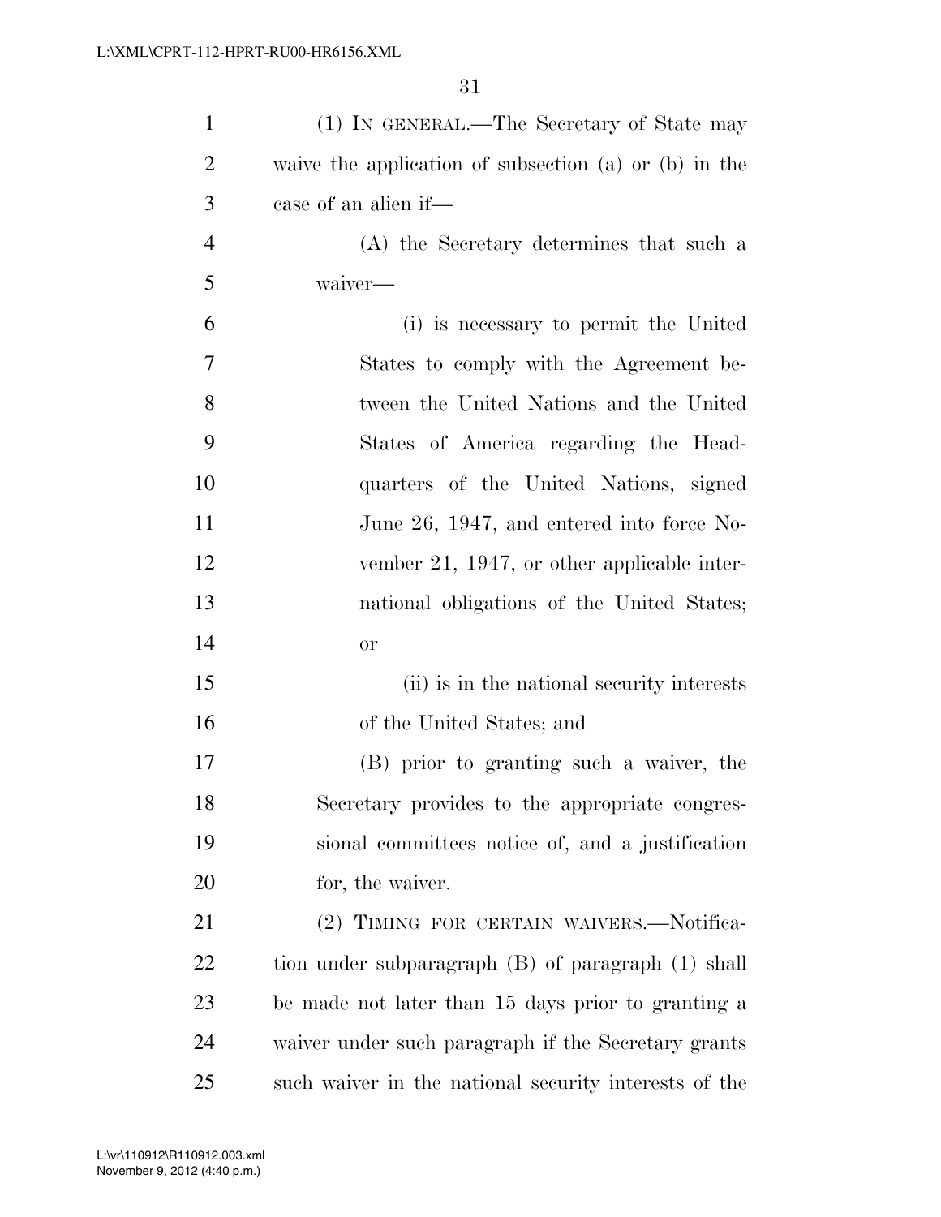(1) IN GENERAL.—The Secretary of State may waive the application of subsection (a) or (b) in the case of an alien if—

(A) the Secretary determines that such a waiver—

(i) is necessary to permit the United States to comply with the Agreement between the United Nations and the United States of America regarding the Headquarters of the United Nations, signed June 26, 1947, and entered into force November 21, 1947, or other applicable international obligations of the United States; or

(ii) is in the national security interests of the United States; and

(B) prior to granting such a waiver, the Secretary provides to the appropriate congressional committees notice of, and a justification for, the waiver.

(2) TIMING FOR CERTAIN WAIVERS.—Notification under subparagraph (B) of paragraph (1) shall be made not later than 15 days prior to granting a waiver under such paragraph if the Secretary grants such waiver in the national security interests of the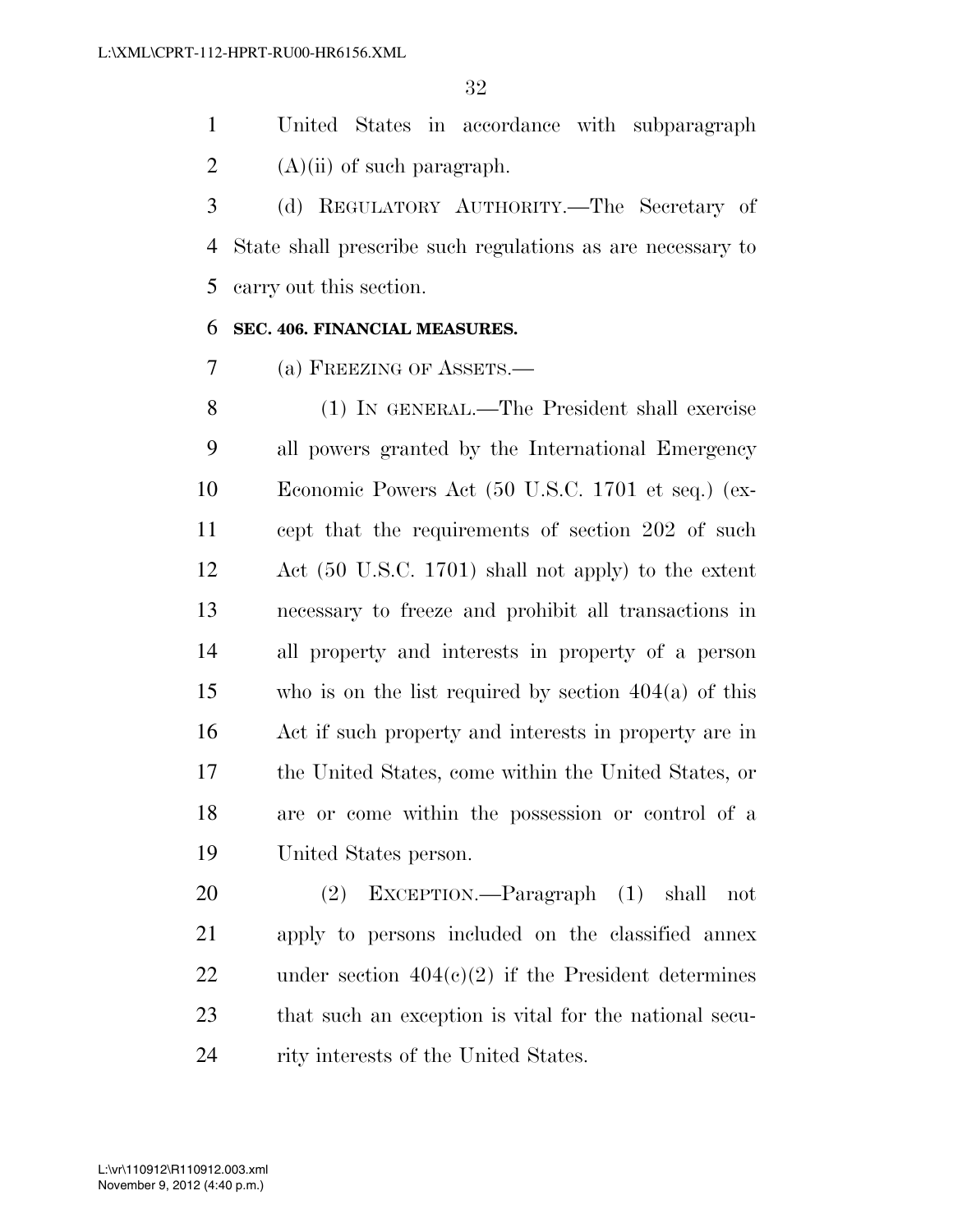United States in accordance with subparagraph (A)(ii) of such paragraph.

(d) REGULATORY AUTHORITY.—The Secretary of State shall prescribe such regulations as are necessary to carry out this section.

**SEC. 406. FINANCIAL MEASURES.**

(a) FREEZING OF ASSETS.—

(1) IN GENERAL.—The President shall exercise all powers granted by the International Emergency Economic Powers Act (50 U.S.C. 1701 et seq.) (except that the requirements of section 202 of such Act (50 U.S.C. 1701) shall not apply) to the extent necessary to freeze and prohibit all transactions in all property and interests in property of a person who is on the list required by section 404(a) of this Act if such property and interests in property are in the United States, come within the United States, or are or come within the possession or control of a United States person.

(2) EXCEPTION.—Paragraph (1) shall not apply to persons included on the classified annex under section 404(c)(2) if the President determines that such an exception is vital for the national security interests of the United States.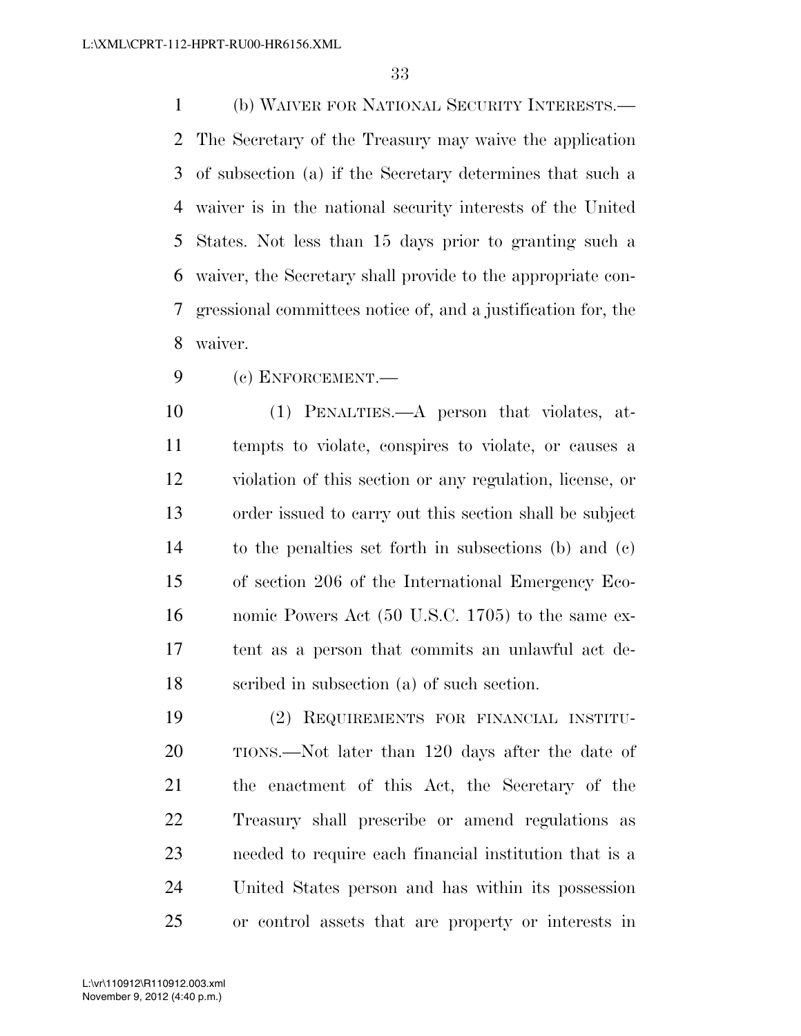(b) WAIVER FOR NATIONAL SECURITY INTERESTS.—The Secretary of the Treasury may waive the application of subsection (a) if the Secretary determines that such a waiver is in the national security interests of the United States. Not less than 15 days prior to granting such a waiver, the Secretary shall provide to the appropriate congressional committees notice of, and a justification for, the waiver.

(c) ENFORCEMENT.—

(1) PENALTIES.—A person that violates, attempts to violate, conspires to violate, or causes a violation of this section or any regulation, license, or order issued to carry out this section shall be subject to the penalties set forth in subsections (b) and (c) of section 206 of the International Emergency Economic Powers Act (50 U.S.C. 1705) to the same extent as a person that commits an unlawful act described in subsection (a) of such section.

(2) REQUIREMENTS FOR FINANCIAL INSTITUTIONS.—Not later than 120 days after the date of the enactment of this Act, the Secretary of the Treasury shall prescribe or amend regulations as needed to require each financial institution that is a United States person and has within its possession or control assets that are property or interests in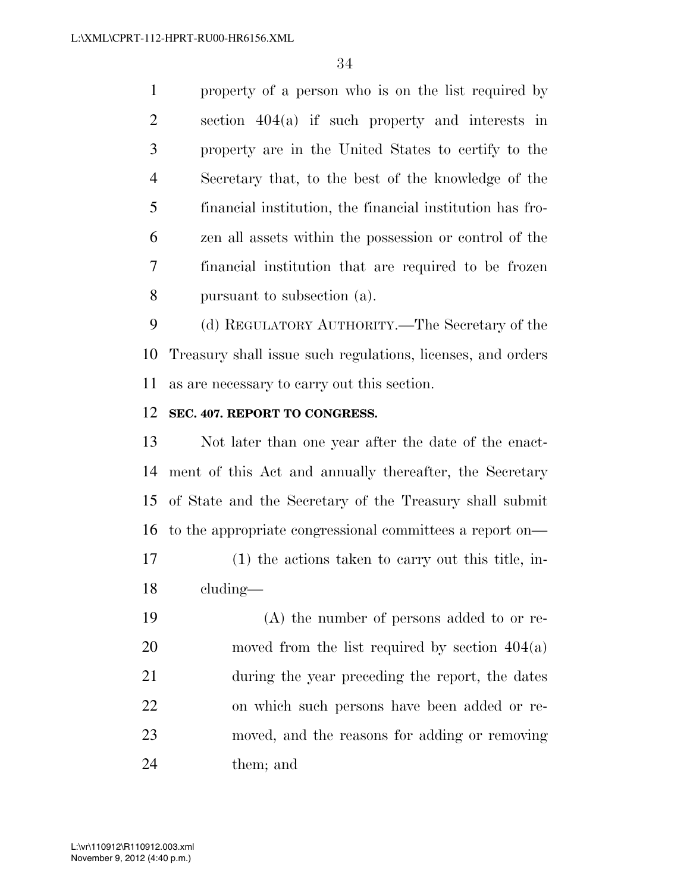property of a person who is on the list required by section 404(a) if such property and interests in property are in the United States to certify to the Secretary that, to the best of the knowledge of the financial institution, the financial institution has frozen all assets within the possession or control of the financial institution that are required to be frozen pursuant to subsection (a).

(d) REGULATORY AUTHORITY.—The Secretary of the Treasury shall issue such regulations, licenses, and orders as are necessary to carry out this section.

**SEC. 407. REPORT TO CONGRESS.**

Not later than one year after the date of the enactment of this Act and annually thereafter, the Secretary of State and the Secretary of the Treasury shall submit to the appropriate congressional committees a report on—

(1) the actions taken to carry out this title, including—

(A) the number of persons added to or removed from the list required by section 404(a) during the year preceding the report, the dates on which such persons have been added or removed, and the reasons for adding or removing them; and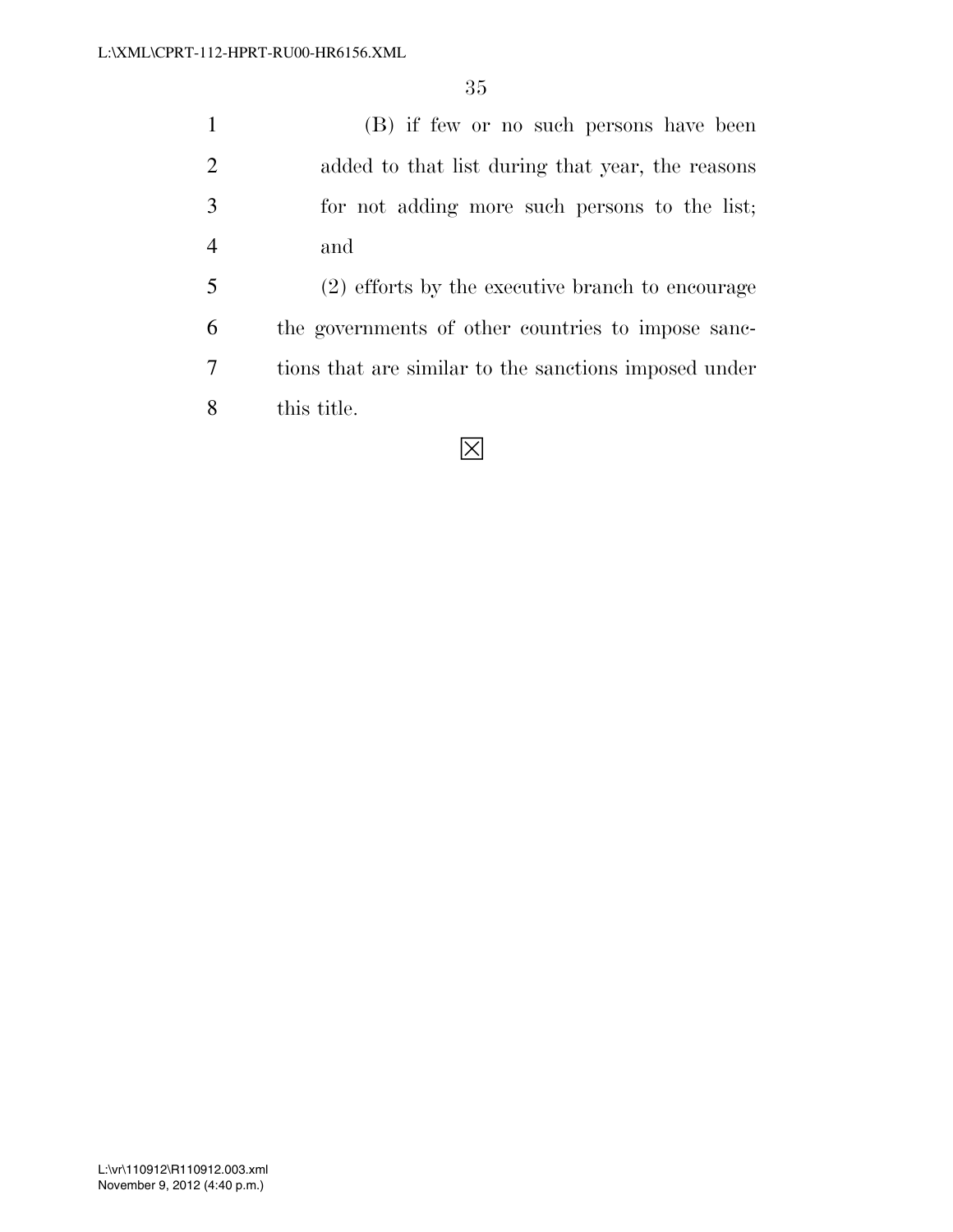(B) if few or no such persons have been added to that list during that year, the reasons for not adding more such persons to the list; and

(2) efforts by the executive branch to encourage the governments of other countries to impose sanctions that are similar to the sanctions imposed under this title.

☒